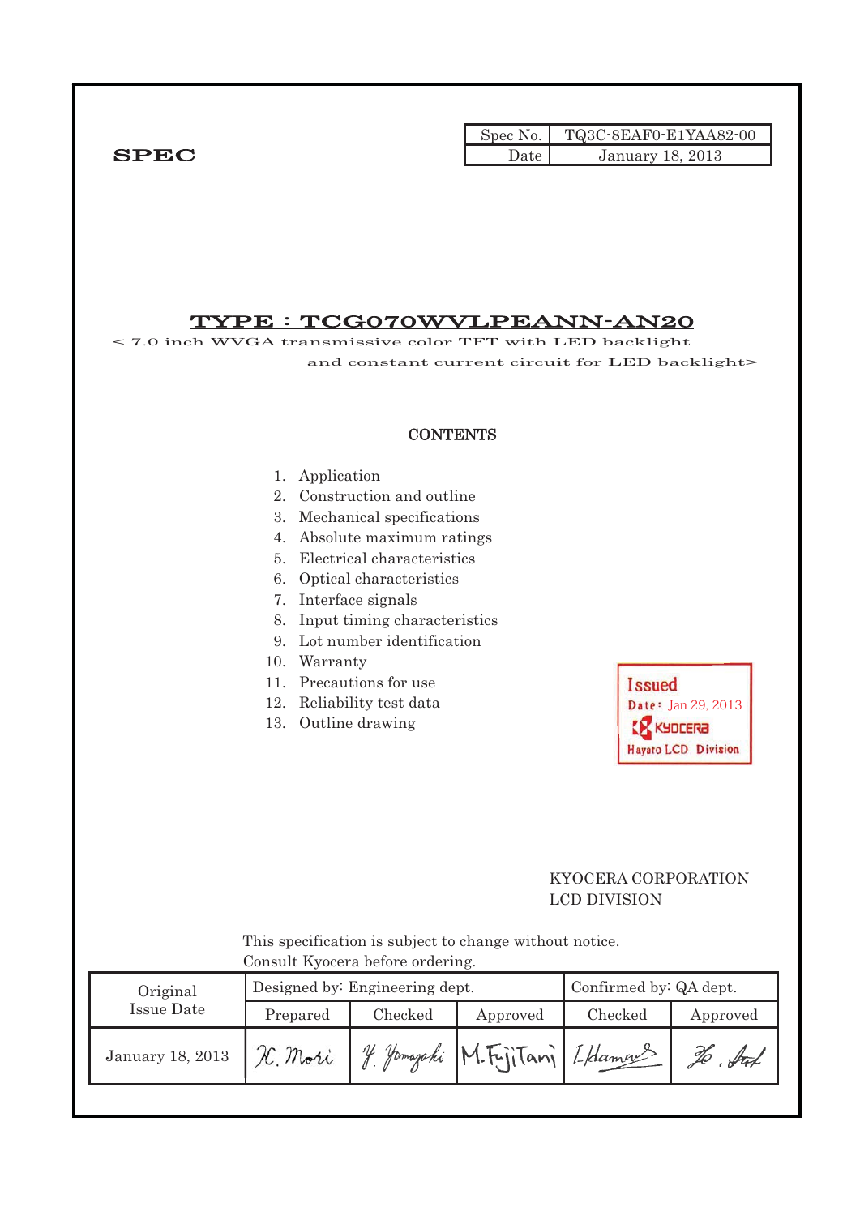**SPEC**

| Spec No. | TQ3C-8EAF0-E1YAA82-00 |
| --- | --- |
| Date | January 18, 2013 |

# TYPE : TCG070WVLPEANN-AN20

< 7.0 inch WVGA transmissive color TFT with LED backlight and constant current circuit for LED backlight>

## CONTENTS

1. Application
2. Construction and outline
3. Mechanical specifications
4. Absolute maximum ratings
5. Electrical characteristics
6. Optical characteristics
7. Interface signals
8. Input timing characteristics
9. Lot number identification
10. Warranty
11. Precautions for use
12. Reliability test data
13. Outline drawing

Issued
Date: Jan 29, 2013
KYOCERA
Hayato LCD Division

KYOCERA CORPORATION
LCD DIVISION

This specification is subject to change without notice.
Consult Kyocera before ordering.

| Original Issue Date | Designed by: Engineering dept. | | | Confirmed by: QA dept. | |
| --- | --- | --- | --- | --- | --- |
| | Prepared | Checked | Approved | Checked | Approved |
| January 18, 2013 | H. Mori | Y. Yamazaki | M. Fujitani | I. Hamada | Ho. Sat |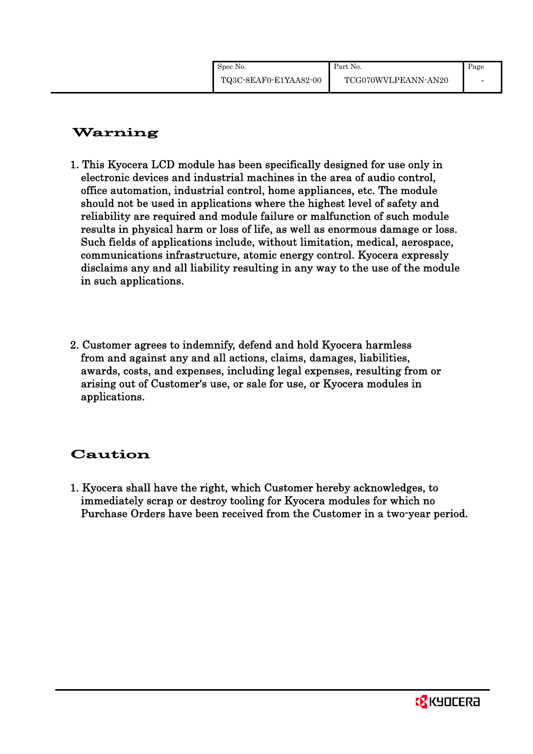## Warning

1. This Kyocera LCD module has been specifically designed for use only in electronic devices and industrial machines in the area of audio control, office automation, industrial control, home appliances, etc. The module should not be used in applications where the highest level of safety and reliability are required and module failure or malfunction of such module results in physical harm or loss of life, as well as enormous damage or loss. Such fields of applications include, without limitation, medical, aerospace, communications infrastructure, atomic energy control. Kyocera expressly disclaims any and all liability resulting in any way to the use of the module in such applications.

2. Customer agrees to indemnify, defend and hold Kyocera harmless from and against any and all actions, claims, damages, liabilities, awards, costs, and expenses, including legal expenses, resulting from or arising out of Customer's use, or sale for use, or Kyocera modules in applications.

## Caution

1. Kyocera shall have the right, which Customer hereby acknowledges, to immediately scrap or destroy tooling for Kyocera modules for which no Purchase Orders have been received from the Customer in a two-year period.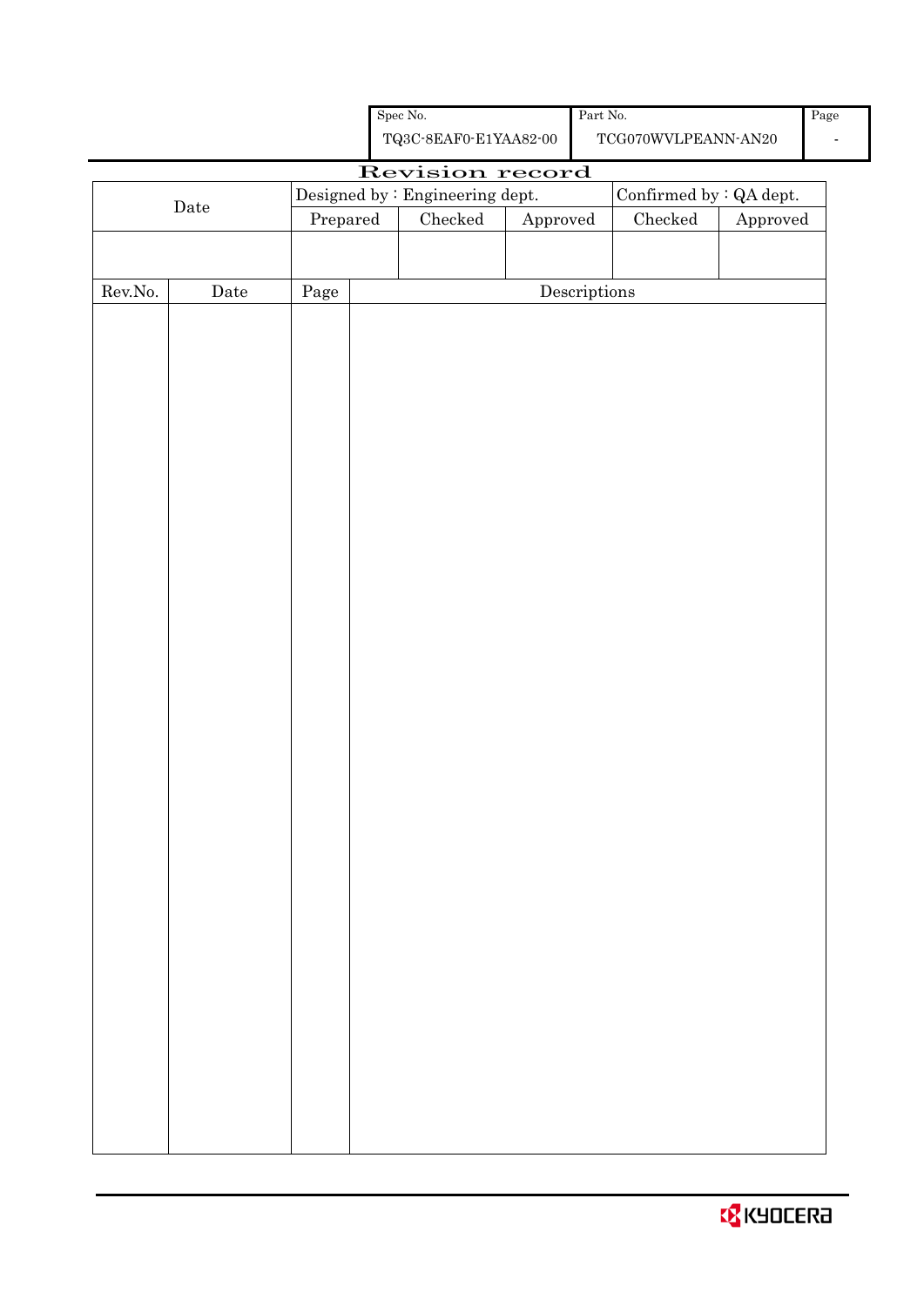| Spec No. | Part No. | Page |
|---|---|---|
| TQ3C-8EAF0-E1YAA82-00 | TCG070WVLPEANN-AN20 | - |

# Revision record

| Date | Designed by : Engineering dept. | | | Confirmed by : QA dept. | |
|---|---|---|---|---|---|
| | Prepared | Checked | Approved | Checked | Approved |
| | | | | | |

| Rev.No. | Date | Page | Descriptions |
|---|---|---|---|
| | | | |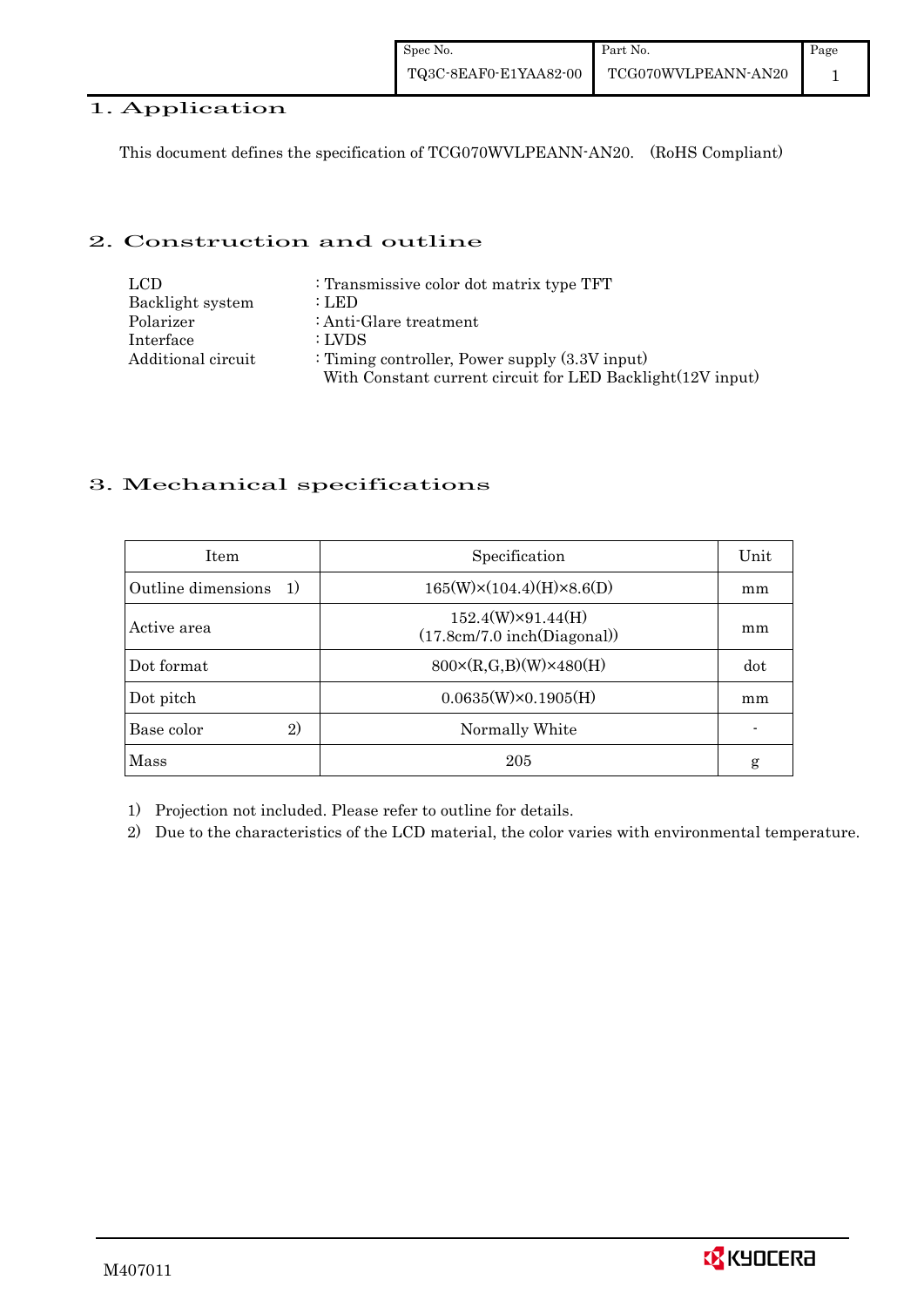## 1. Application

This document defines the specification of TCG070WVLPEANN-AN20. (RoHS Compliant)

## 2. Construction and outline

| | |
|---|---|
| LCD | : Transmissive color dot matrix type TFT |
| Backlight system | : LED |
| Polarizer | : Anti-Glare treatment |
| Interface | : LVDS |
| Additional circuit | : Timing controller, Power supply (3.3V input)<br>With Constant current circuit for LED Backlight(12V input) |

## 3. Mechanical specifications

| Item | Specification | Unit |
|---|---|---|
| Outline dimensions 1) | 165(W)×(104.4)(H)×8.6(D) | mm |
| Active area | 152.4(W)×91.44(H)<br>(17.8cm/7.0 inch(Diagonal)) | mm |
| Dot format | 800×(R,G,B)(W)×480(H) | dot |
| Dot pitch | 0.0635(W)×0.1905(H) | mm |
| Base color 2) | Normally White | - |
| Mass | 205 | g |

1) Projection not included. Please refer to outline for details.

2) Due to the characteristics of the LCD material, the color varies with environmental temperature.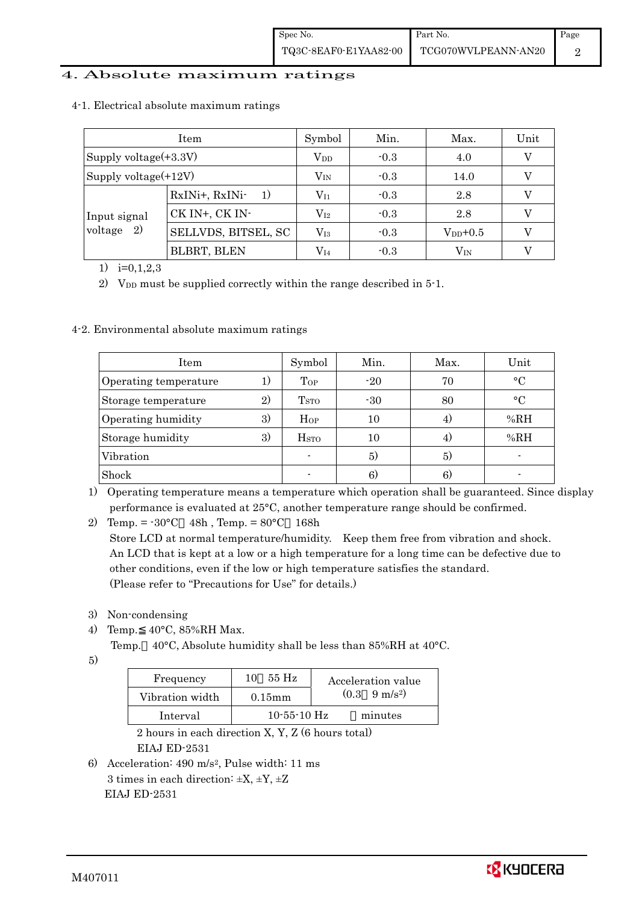# 4. Absolute maximum ratings

## 4-1. Electrical absolute maximum ratings

| Item | | Symbol | Min. | Max. | Unit |
|---|---|---|---|---|---|
| Supply voltage(+3.3V) | | $V_{DD}$ | -0.3 | 4.0 | V |
| Supply voltage(+12V) | | $V_{IN}$ | -0.3 | 14.0 | V |
| Input signal voltage 2) | RxINi+, RxINi- 1) | $V_{I1}$ | -0.3 | 2.8 | V |
| | CK IN+, CK IN- | $V_{I2}$ | -0.3 | 2.8 | V |
| | SELLVDS, BITSEL, SC | $V_{I3}$ | -0.3 | $V_{DD}$+0.5 | V |
| | BLBRT, BLEN | $V_{I4}$ | -0.3 | $V_{IN}$ | V |

1) i=0,1,2,3
2) $V_{DD}$ must be supplied correctly within the range described in 5-1.

## 4-2. Environmental absolute maximum ratings

| Item | Symbol | Min. | Max. | Unit |
|---|---|---|---|---|
| Operating temperature 1) | $T_{OP}$ | -20 | 70 | °C |
| Storage temperature 2) | $T_{STO}$ | -30 | 80 | °C |
| Operating humidity 3) | $H_{OP}$ | 10 | 4) | %RH |
| Storage humidity 3) | $H_{STO}$ | 10 | 4) | %RH |
| Vibration | - | 5) | 5) | - |
| Shock | - | 6) | 6) | - |

1) Operating temperature means a temperature which operation shall be guaranteed. Since display performance is evaluated at 25°C, another temperature range should be confirmed.
2) Temp. = -30°C 48h , Temp. = 80°C 168h
   Store LCD at normal temperature/humidity. Keep them free from vibration and shock.
   An LCD that is kept at a low or a high temperature for a long time can be defective due to other conditions, even if the low or high temperature satisfies the standard.
   (Please refer to "Precautions for Use" for details.)

3) Non-condensing
4) Temp.≦ 40°C, 85%RH Max.
   Temp. 40°C, Absolute humidity shall be less than 85%RH at 40°C.
5)

| Frequency | 10 55 Hz | Acceleration value (0.3 9 m/s²) |
|---|---|---|
| Vibration width | 0.15mm | |
| Interval | 10-55-10 Hz | minutes |

2 hours in each direction X, Y, Z (6 hours total)
EIAJ ED-2531

6) Acceleration: 490 m/s², Pulse width: 11 ms
   3 times in each direction: ±X, ±Y, ±Z
   EIAJ ED-2531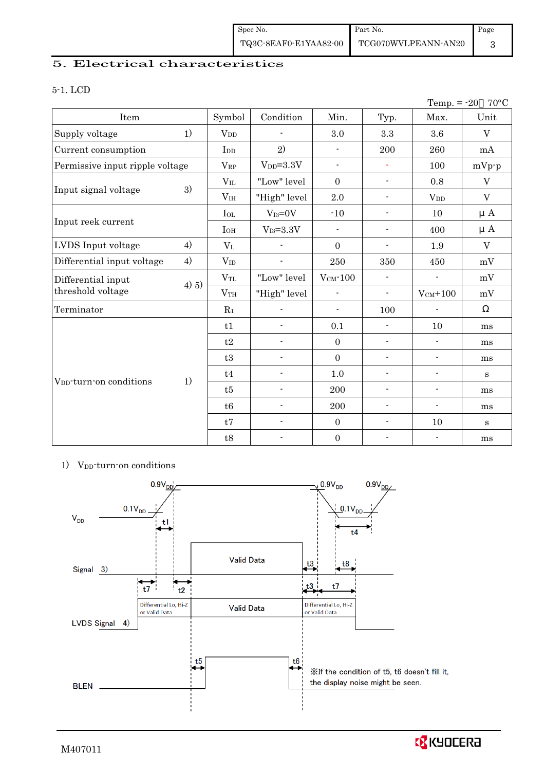# 5. Electrical characteristics

## 5-1. LCD

Temp. = -20～70°C

| Item | | Symbol | Condition | Min. | Typ. | Max. | Unit |
|---|---|---|---|---|---|---|---|
| Supply voltage | 1) | $V_{DD}$ | - | 3.0 | 3.3 | 3.6 | V |
| Current consumption | | $I_{DD}$ | 2) | - | 200 | 260 | mA |
| Permissive input ripple voltage | | $V_{RP}$ | $V_{DD}$=3.3V | - | - | 100 | mVp-p |
| Input signal voltage | 3) | $V_{IL}$ | "Low" level | 0 | - | 0.8 | V |
| | | $V_{IH}$ | "High" level | 2.0 | - | $V_{DD}$ | V |
| Input reek current | | $I_{OL}$ | $V_{I3}$=0V | -10 | - | 10 | μA |
| | | $I_{OH}$ | $V_{I3}$=3.3V | - | - | 400 | μA |
| LVDS Input voltage | 4) | $V_L$ | - | 0 | - | 1.9 | V |
| Differential input voltage | 4) | $V_{ID}$ | - | 250 | 350 | 450 | mV |
| Differential input threshold voltage | 4) 5) | $V_{TL}$ | "Low" level | $V_{CM}$-100 | - | - | mV |
| | | $V_{TH}$ | "High" level | - | - | $V_{CM}$+100 | mV |
| Terminator | | $R_1$ | - | - | 100 | - | Ω |
| $V_{DD}$-turn-on conditions | 1) | t1 | - | 0.1 | - | 10 | ms |
| | | t2 | - | 0 | - | - | ms |
| | | t3 | - | 0 | - | - | ms |
| | | t4 | - | 1.0 | - | - | s |
| | | t5 | - | 200 | - | - | ms |
| | | t6 | - | 200 | - | - | ms |
| | | t7 | - | 0 | - | 10 | s |
| | | t8 | - | 0 | - | - | ms |

1) $V_{DD}$-turn-on conditions

$V_{DD}$: 0.1$V_{DD}$, 0.9$V_{DD}$, t1, t4

Signal 3): Valid Data, t7, t2, t3, t8

LVDS Signal 4): Differential Lo, Hi-Z or Valid Data / Valid Data / Differential Lo, Hi-Z or Valid Data, t3, t7

BLEN: t5, t6

※If the condition of t5, t6 doesn't fill it, the display noise might be seen.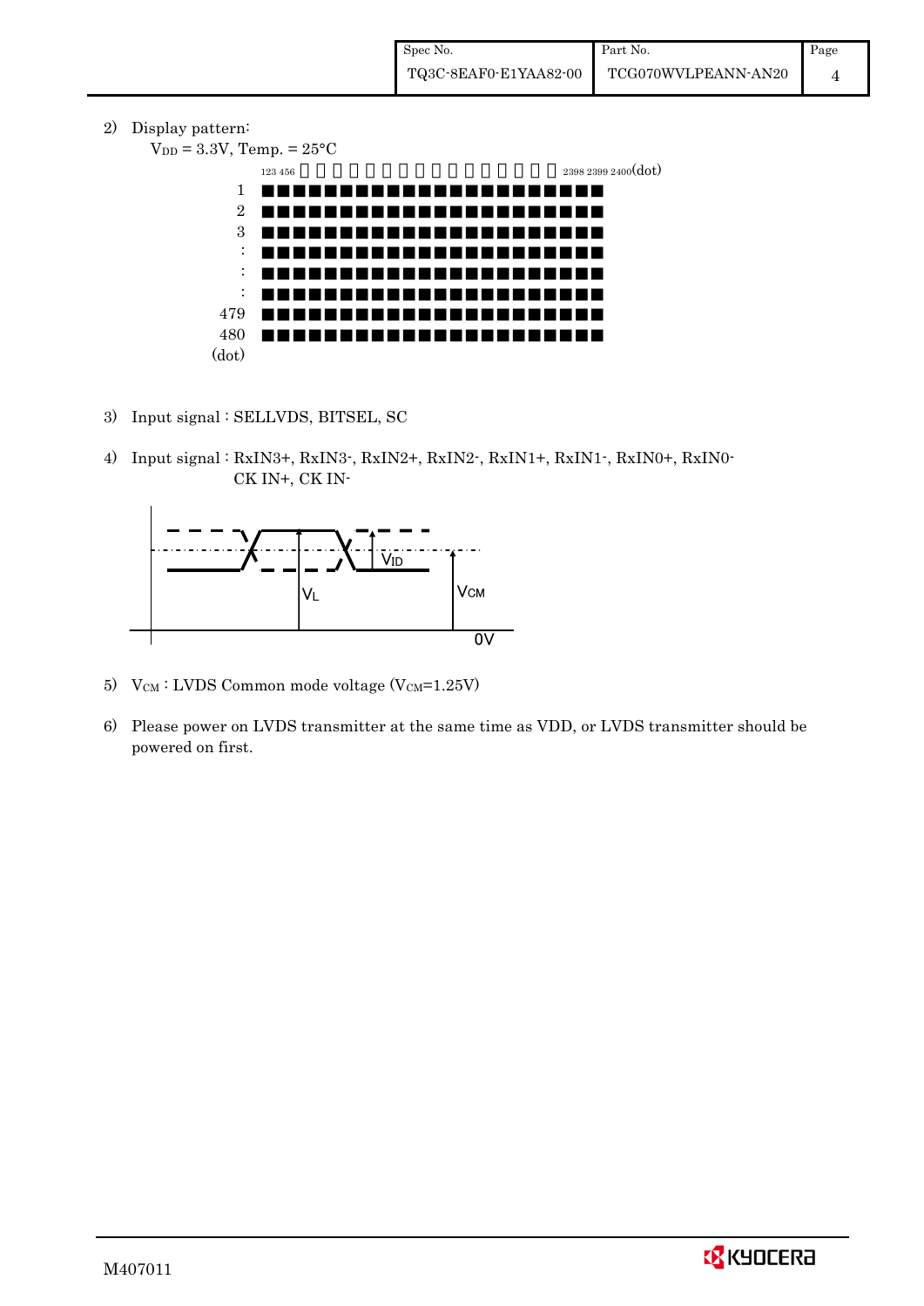2) Display pattern:

$V_{DD}$ = 3.3V, Temp. = 25°C

123 456 … 2398 2399 2400(dot)

1
2
3
:
:
:
479
480
(dot)

3) Input signal : SELLVDS, BITSEL, SC

4) Input signal : RxIN3+, RxIN3-, RxIN2+, RxIN2-, RxIN1+, RxIN1-, RxIN0+, RxIN0-
CK IN+, CK IN-

$V_{ID}$

$V_L$

$V_{CM}$

0V

5) $V_{CM}$ : LVDS Common mode voltage ($V_{CM}$=1.25V)

6) Please power on LVDS transmitter at the same time as VDD, or LVDS transmitter should be powered on first.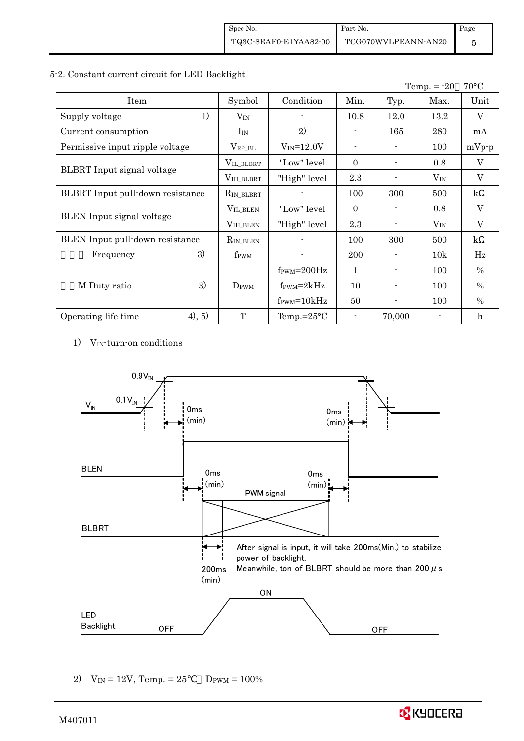## 5-2. Constant current circuit for LED Backlight

Temp. = -20～70°C

| Item | | Symbol | Condition | Min. | Typ. | Max. | Unit |
|---|---|---|---|---|---|---|---|
| Supply voltage | 1) | $V_{IN}$ | - | 10.8 | 12.0 | 13.2 | V |
| Current consumption | | $I_{IN}$ | 2) | - | 165 | 280 | mA |
| Permissive input ripple voltage | | $V_{RP\_BL}$ | $V_{IN}$=12.0V | - | - | 100 | mVp-p |
| BLBRT Input signal voltage | | $V_{IL\_BLBRT}$ | "Low" level | 0 | - | 0.8 | V |
| | | $V_{IH\_BLBRT}$ | "High" level | 2.3 | - | $V_{IN}$ | V |
| BLBRT Input pull-down resistance | | $R_{IN\_BLBRT}$ | - | 100 | 300 | 500 | kΩ |
| BLEN Input signal voltage | | $V_{IL\_BLEN}$ | "Low" level | 0 | - | 0.8 | V |
| | | $V_{IH\_BLEN}$ | "High" level | 2.3 | - | $V_{IN}$ | V |
| BLEN Input pull-down resistance | | $R_{IN\_BLEN}$ | - | 100 | 300 | 500 | kΩ |
| PWM Frequency | 3) | $f_{PWM}$ | - | 200 | - | 10k | Hz |
| PWM Duty ratio | 3) | $D_{PWM}$ | $f_{PWM}$=200Hz | 1 | - | 100 | % |
| | | | $f_{PWM}$=2kHz | 10 | - | 100 | % |
| | | | $f_{PWM}$=10kHz | 50 | - | 100 | % |
| Operating life time | 4), 5) | T | Temp.=25°C | - | 70,000 | - | h |

1) $V_{IN}$-turn-on conditions

$0.9V_{IN}$

$0.1V_{IN}$

$V_{IN}$

0ms (min)

0ms (min)

BLEN

0ms (min)

0ms (min)

PWM signal

BLBRT

200ms (min)

After signal is input, it will take 200ms(Min.) to stabilize power of backlight.
Meanwhile, ton of BLBRT should be more than 200 μs.

LED Backlight OFF ON OFF

2) $V_{IN}$ = 12V, Temp. = 25°C, $D_{PWM}$ = 100%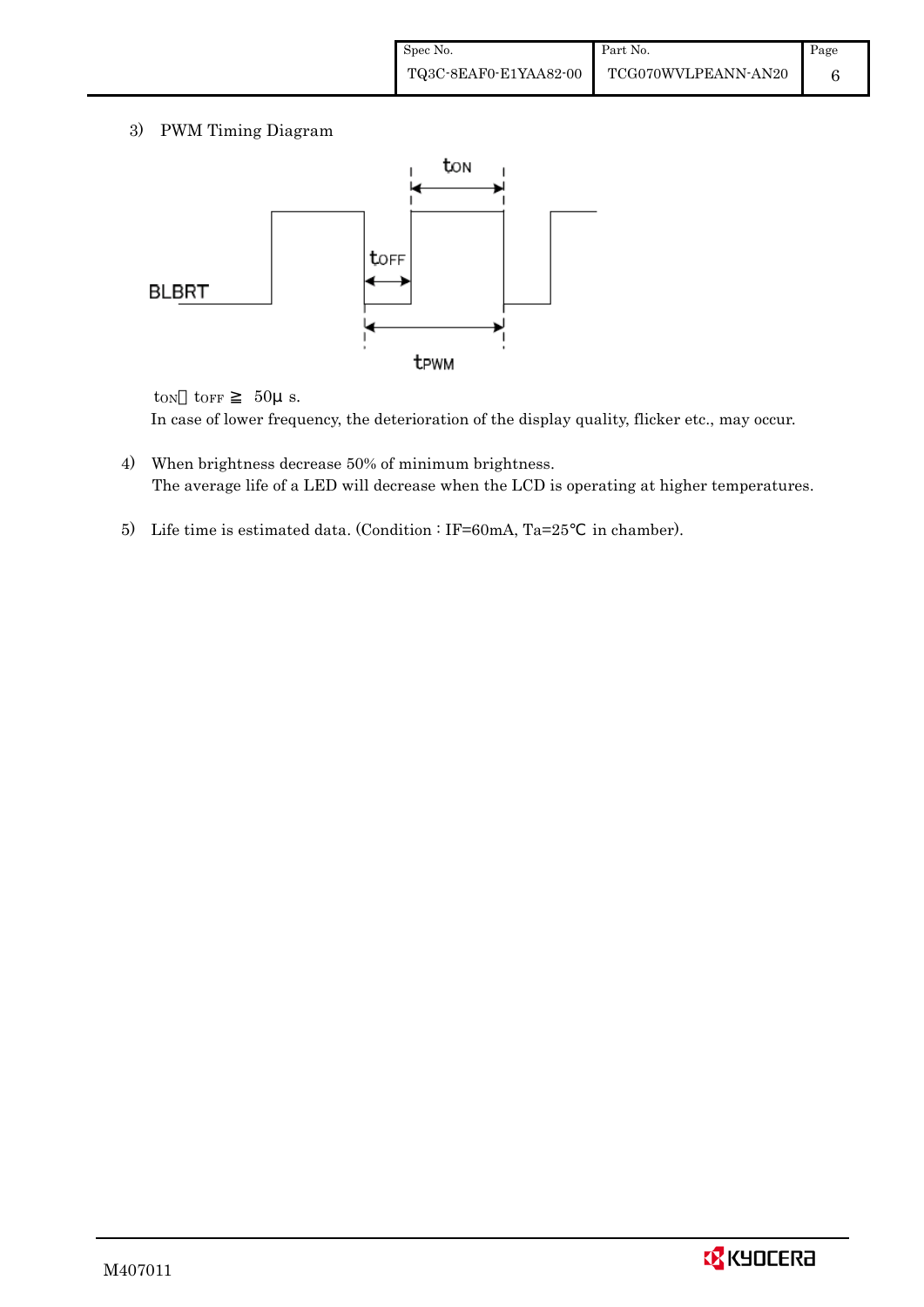3) PWM Timing Diagram

$t_{ON}$、$t_{OFF}$ ≧ 50μ s.

In case of lower frequency, the deterioration of the display quality, flicker etc., may occur.

4) When brightness decrease 50% of minimum brightness.
   The average life of a LED will decrease when the LCD is operating at higher temperatures.

5) Life time is estimated data. (Condition : IF=60mA, Ta=25℃ in chamber).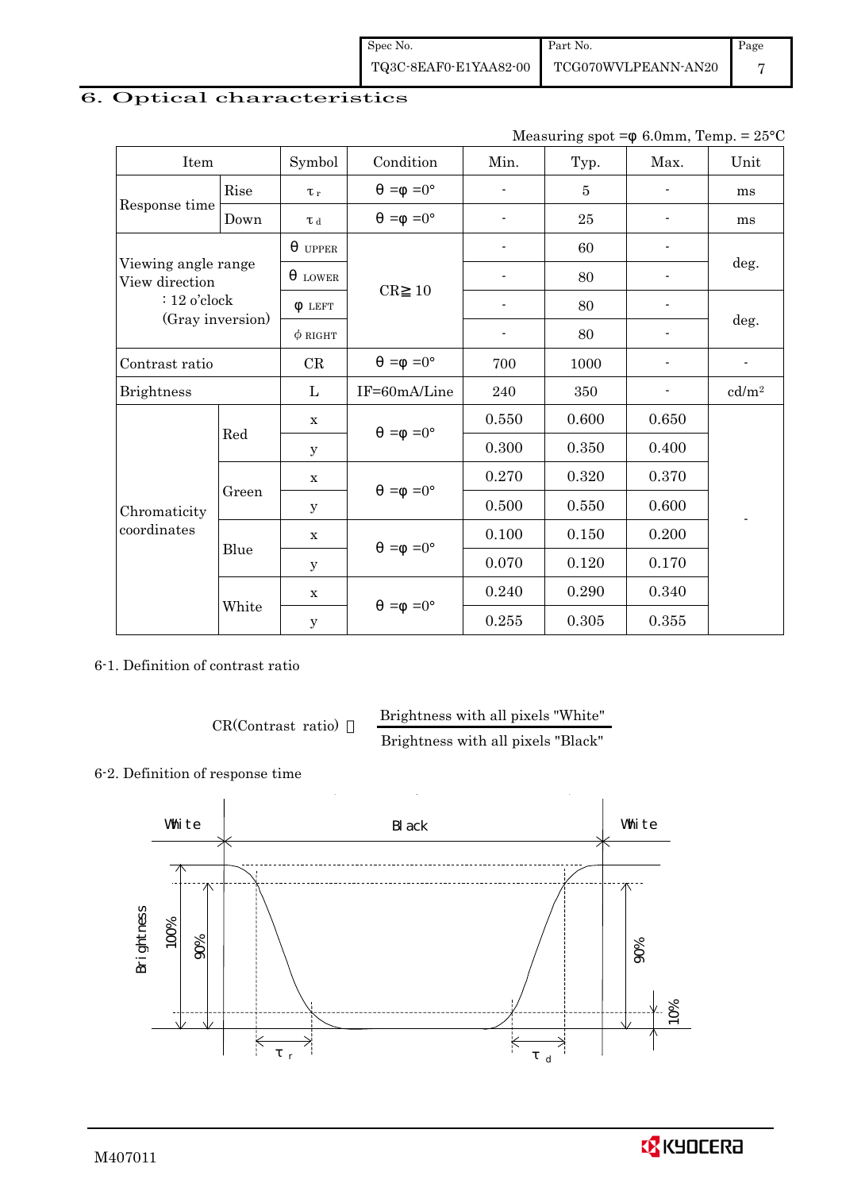# 6. Optical characteristics

Measuring spot =φ 6.0mm, Temp. = 25°C

| Item | | Symbol | Condition | Min. | Typ. | Max. | Unit |
|---|---|---|---|---|---|---|---|
| Response time | Rise | $\tau_r$ | θ =φ =0° | - | 5 | - | ms |
| | Down | $\tau_d$ | θ =φ =0° | - | 25 | - | ms |
| Viewing angle range View direction : 12 o'clock (Gray inversion) | | θ UPPER | CR≧10 | - | 60 | - | deg. |
| | | θ LOWER | | - | 80 | - | |
| | | φ LEFT | | - | 80 | - | deg. |
| | | φ RIGHT | | - | 80 | - | |
| Contrast ratio | | CR | θ =φ =0° | 700 | 1000 | - | - |
| Brightness | | L | IF=60mA/Line | 240 | 350 | - | cd/m² |
| Chromaticity coordinates | Red | x | θ =φ =0° | 0.550 | 0.600 | 0.650 | - |
| | | y | | 0.300 | 0.350 | 0.400 | |
| | Green | x | θ =φ =0° | 0.270 | 0.320 | 0.370 | |
| | | y | | 0.500 | 0.550 | 0.600 | |
| | Blue | x | θ =φ =0° | 0.100 | 0.150 | 0.200 | |
| | | y | | 0.070 | 0.120 | 0.170 | |
| | White | x | θ =φ =0° | 0.240 | 0.290 | 0.340 | |
| | | y | | 0.255 | 0.305 | 0.355 | |

6-1. Definition of contrast ratio

$$CR(\text{Contrast ratio}) = \frac{\text{Brightness with all pixels "White"}}{\text{Brightness with all pixels "Black"}}$$

6-2. Definition of response time

White | Black | White

Brightness | 100% | 90% | 90% | 10%

$\tau_r$ | $\tau_d$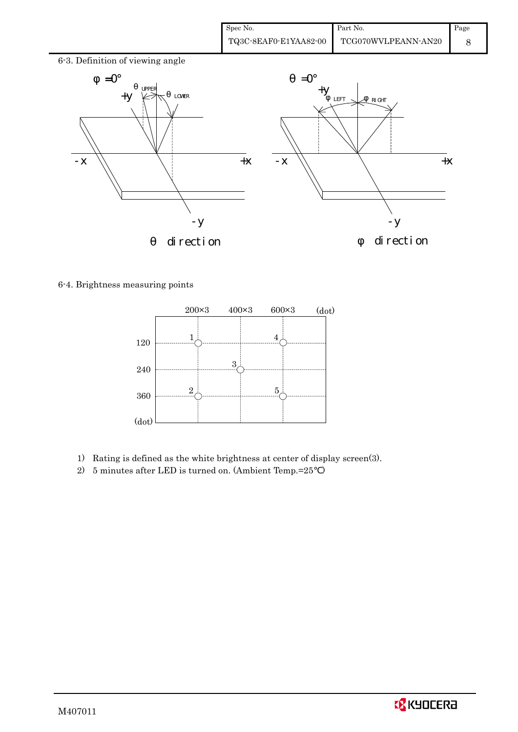## 6-3. Definition of viewing angle

φ = 0°

θ direction

θ = 0°

φ direction

## 6-4. Brightness measuring points

1) Rating is defined as the white brightness at center of display screen(3).
2) 5 minutes after LED is turned on. (Ambient Temp.=25℃)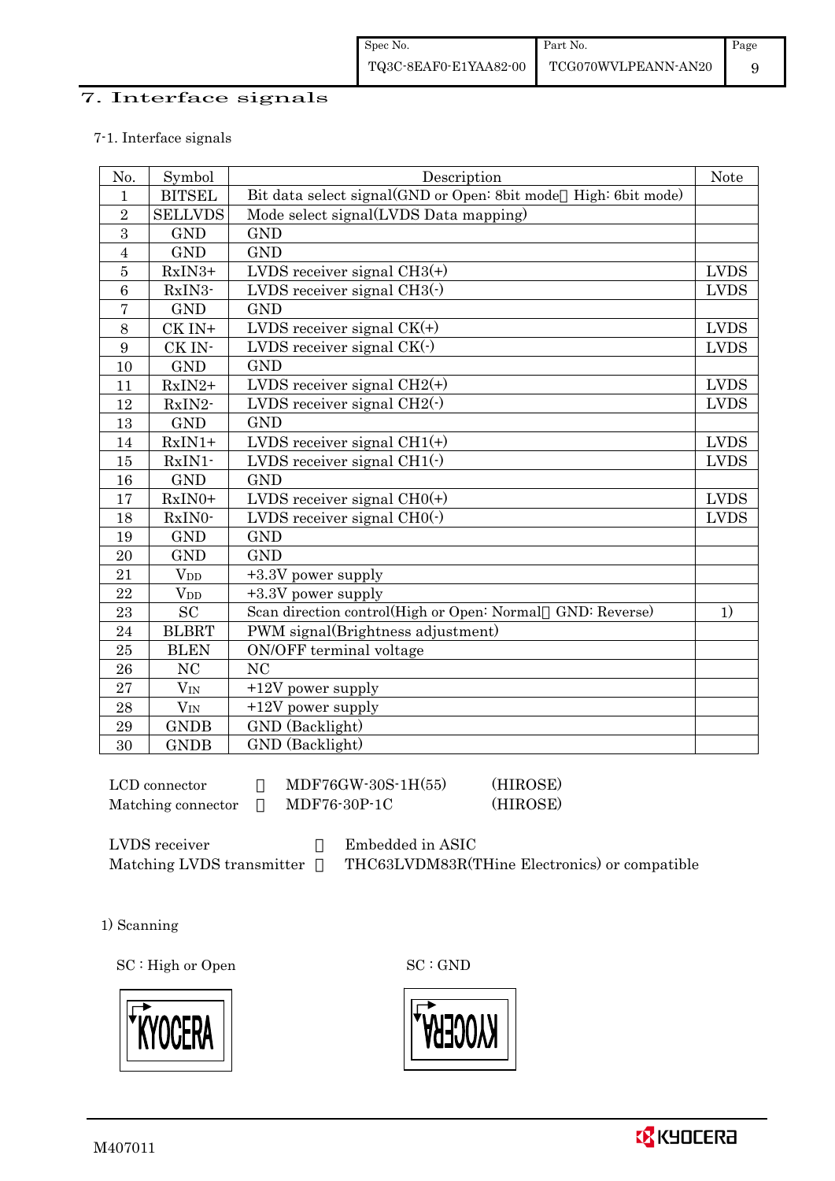# 7. Interface signals

7-1. Interface signals

| No. | Symbol | Description | Note |
|---|---|---|---|
| 1 | BITSEL | Bit data select signal(GND or Open: 8bit mode High: 6bit mode) | |
| 2 | SELLVDS | Mode select signal(LVDS Data mapping) | |
| 3 | GND | GND | |
| 4 | GND | GND | |
| 5 | RxIN3+ | LVDS receiver signal CH3(+) | LVDS |
| 6 | RxIN3- | LVDS receiver signal CH3(-) | LVDS |
| 7 | GND | GND | |
| 8 | CK IN+ | LVDS receiver signal CK(+) | LVDS |
| 9 | CK IN- | LVDS receiver signal CK(-) | LVDS |
| 10 | GND | GND | |
| 11 | RxIN2+ | LVDS receiver signal CH2(+) | LVDS |
| 12 | RxIN2- | LVDS receiver signal CH2(-) | LVDS |
| 13 | GND | GND | |
| 14 | RxIN1+ | LVDS receiver signal CH1(+) | LVDS |
| 15 | RxIN1- | LVDS receiver signal CH1(-) | LVDS |
| 16 | GND | GND | |
| 17 | RxIN0+ | LVDS receiver signal CH0(+) | LVDS |
| 18 | RxIN0- | LVDS receiver signal CH0(-) | LVDS |
| 19 | GND | GND | |
| 20 | GND | GND | |
| 21 | $V_{DD}$ | +3.3V power supply | |
| 22 | $V_{DD}$ | +3.3V power supply | |
| 23 | SC | Scan direction control(High or Open: Normal GND: Reverse) | 1) |
| 24 | BLBRT | PWM signal(Brightness adjustment) | |
| 25 | BLEN | ON/OFF terminal voltage | |
| 26 | NC | NC | |
| 27 | $V_{IN}$ | +12V power supply | |
| 28 | $V_{IN}$ | +12V power supply | |
| 29 | GNDB | GND (Backlight) | |
| 30 | GNDB | GND (Backlight) | |

LCD connector : MDF76GW-30S-1H(55) (HIROSE)
Matching connector : MDF76-30P-1C (HIROSE)

LVDS receiver : Embedded in ASIC
Matching LVDS transmitter : THC63LVDM83R(THine Electronics) or compatible

1) Scanning

SC : High or Open

KYOCERA

SC : GND

KYOCERA (reversed)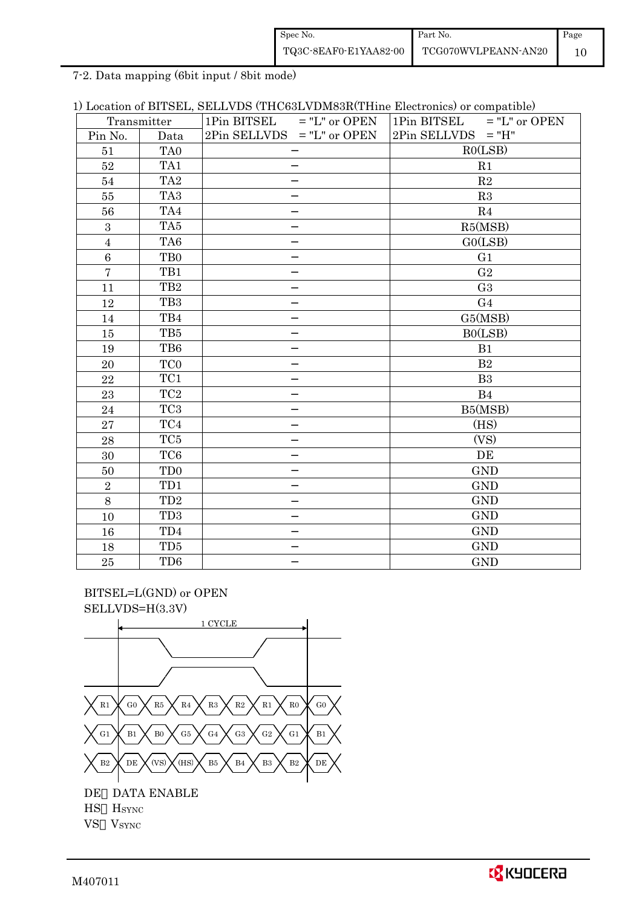7-2. Data mapping (6bit input / 8bit mode)

1) Location of BITSEL, SELLVDS (THC63LVDM83R(THine Electronics) or compatible)

| Transmitter | | 1Pin BITSEL = "L" or OPEN<br>2Pin SELLVDS = "L" or OPEN | 1Pin BITSEL = "L" or OPEN<br>2Pin SELLVDS = "H" |
|---|---|---|---|
| Pin No. | Data | | |
| 51 | TA0 | − | R0(LSB) |
| 52 | TA1 | − | R1 |
| 54 | TA2 | − | R2 |
| 55 | TA3 | − | R3 |
| 56 | TA4 | − | R4 |
| 3 | TA5 | − | R5(MSB) |
| 4 | TA6 | − | G0(LSB) |
| 6 | TB0 | − | G1 |
| 7 | TB1 | − | G2 |
| 11 | TB2 | − | G3 |
| 12 | TB3 | − | G4 |
| 14 | TB4 | − | G5(MSB) |
| 15 | TB5 | − | B0(LSB) |
| 19 | TB6 | − | B1 |
| 20 | TC0 | − | B2 |
| 22 | TC1 | − | B3 |
| 23 | TC2 | − | B4 |
| 24 | TC3 | − | B5(MSB) |
| 27 | TC4 | − | (HS) |
| 28 | TC5 | − | (VS) |
| 30 | TC6 | − | DE |
| 50 | TD0 | − | GND |
| 2 | TD1 | − | GND |
| 8 | TD2 | − | GND |
| 10 | TD3 | − | GND |
| 16 | TD4 | − | GND |
| 18 | TD5 | − | GND |
| 25 | TD6 | − | GND |

BITSEL=L(GND) or OPEN
SELLVDS=H(3.3V)

1 CYCLE

| R1 | G0 | R5 | R4 | R3 | R2 | R1 | R0 | G0 |
|---|---|---|---|---|---|---|---|---|
| G1 | B1 | B0 | G5 | G4 | G3 | G2 | G1 | B1 |
| B2 | DE | (VS) | (HS) | B5 | B4 | B3 | B2 | DE |

DE: DATA ENABLE
HS: $H_{SYNC}$
VS: $V_{SYNC}$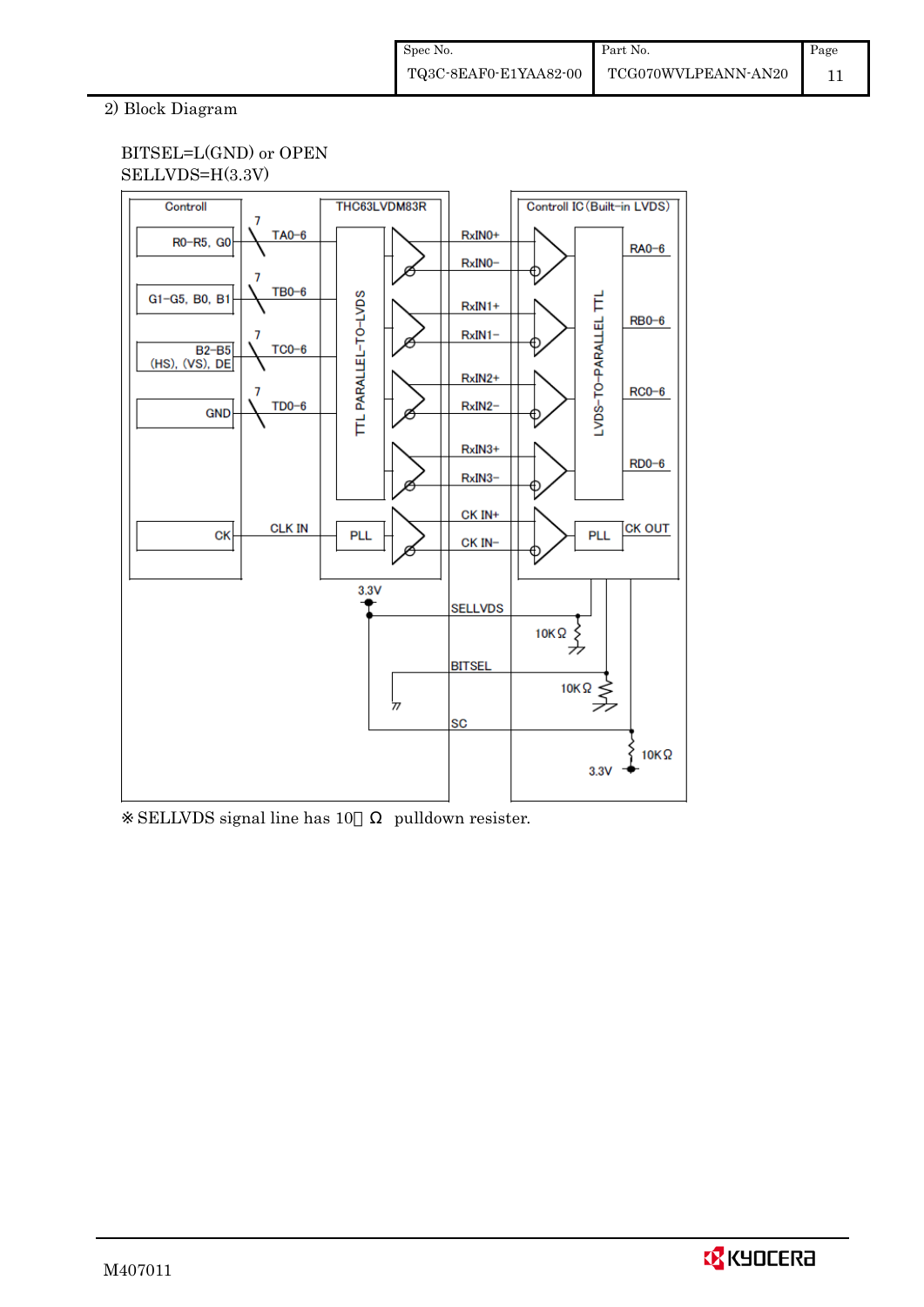2) Block Diagram

BITSEL=L(GND) or OPEN
SELLVDS=H(3.3V)

※SELLVDS signal line has 10k Ω pulldown resister.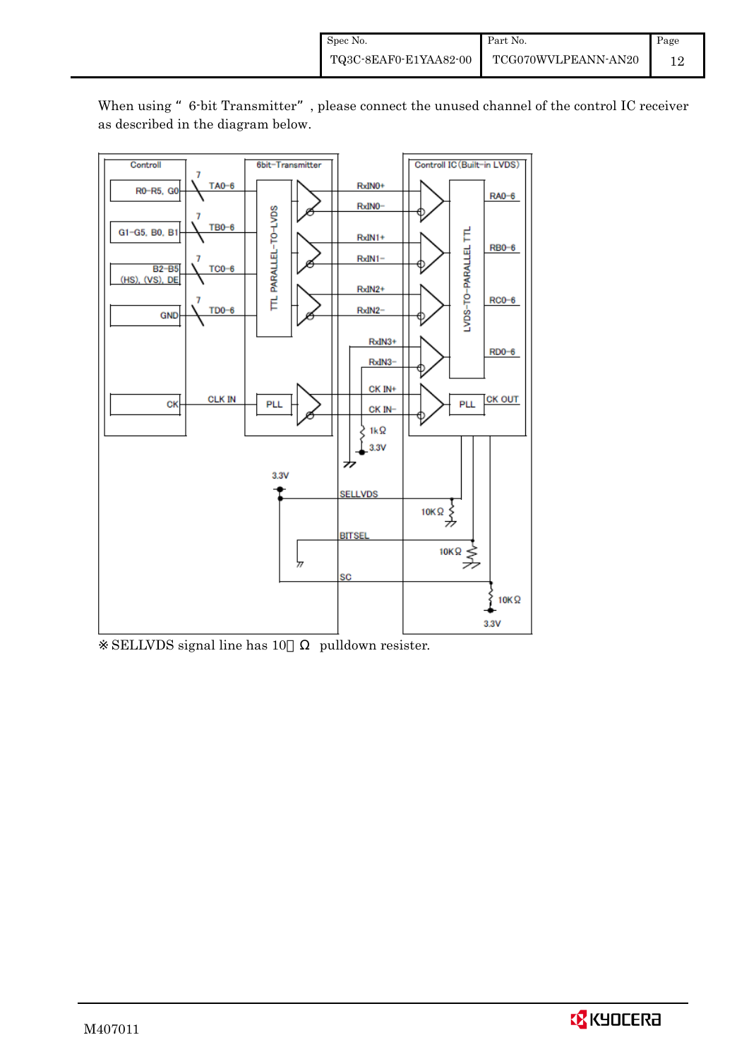When using " 6-bit Transmitter" , please connect the unused channel of the control IC receiver as described in the diagram below.

※ SELLVDS signal line has 10k Ω pulldown resister.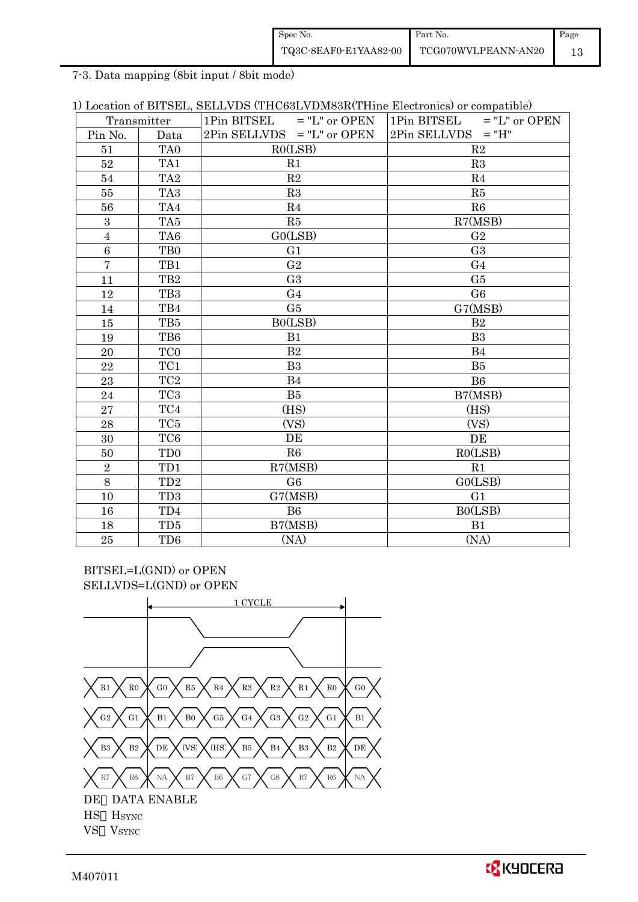7-3. Data mapping (8bit input / 8bit mode)

1) Location of BITSEL, SELLVDS (THC63LVDM83R(THine Electronics) or compatible)

| Transmitter | | 1Pin BITSEL = "L" or OPEN<br>2Pin SELLVDS = "L" or OPEN | 1Pin BITSEL = "L" or OPEN<br>2Pin SELLVDS = "H" |
|---|---|---|---|
| Pin No. | Data | | |
| 51 | TA0 | R0(LSB) | R2 |
| 52 | TA1 | R1 | R3 |
| 54 | TA2 | R2 | R4 |
| 55 | TA3 | R3 | R5 |
| 56 | TA4 | R4 | R6 |
| 3 | TA5 | R5 | R7(MSB) |
| 4 | TA6 | G0(LSB) | G2 |
| 6 | TB0 | G1 | G3 |
| 7 | TB1 | G2 | G4 |
| 11 | TB2 | G3 | G5 |
| 12 | TB3 | G4 | G6 |
| 14 | TB4 | G5 | G7(MSB) |
| 15 | TB5 | B0(LSB) | B2 |
| 19 | TB6 | B1 | B3 |
| 20 | TC0 | B2 | B4 |
| 22 | TC1 | B3 | B5 |
| 23 | TC2 | B4 | B6 |
| 24 | TC3 | B5 | B7(MSB) |
| 27 | TC4 | (HS) | (HS) |
| 28 | TC5 | (VS) | (VS) |
| 30 | TC6 | DE | DE |
| 50 | TD0 | R6 | R0(LSB) |
| 2 | TD1 | R7(MSB) | R1 |
| 8 | TD2 | G6 | G0(LSB) |
| 10 | TD3 | G7(MSB) | G1 |
| 16 | TD4 | B6 | B0(LSB) |
| 18 | TD5 | B7(MSB) | B1 |
| 25 | TD6 | (NA) | (NA) |

BITSEL=L(GND) or OPEN
SELLVDS=L(GND) or OPEN

1 CYCLE

R1 R0 | G0 R5 R4 R3 R2 R1 R0 | G0

G2 G1 | B1 B0 G5 G4 G3 G2 G1 | B1

B3 B2 | DE (VS) (HS) B5 B4 B3 B2 | DE

R7 R6 | NA B7 B6 G7 G6 R7 R6 | NA

DE：DATA ENABLE
HS：HSYNC
VS：VSYNC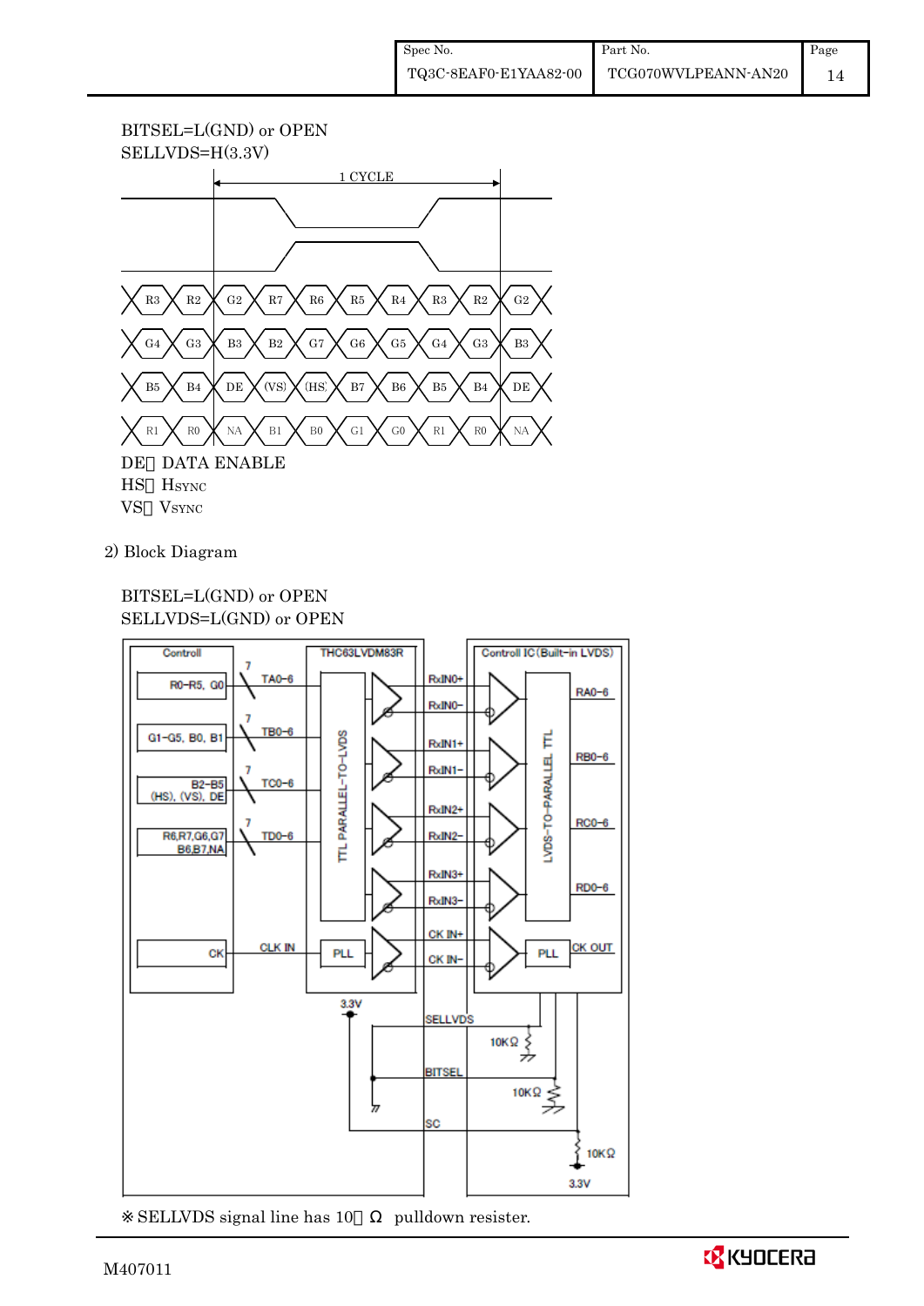BITSEL=L(GND) or OPEN
SELLVDS=H(3.3V)

1 CYCLE

| R3 | R2 | G2 | R7 | R6 | R5 | R4 | R3 | R2 | G2 |
|---|---|---|---|---|---|---|---|---|---|
| G4 | G3 | B3 | B2 | G7 | G6 | G5 | G4 | G3 | B3 |
| B5 | B4 | DE | (VS) | (HS) | B7 | B6 | B5 | B4 | DE |
| R1 | R0 | NA | B1 | B0 | G1 | G0 | R1 | R0 | NA |

DE： DATA ENABLE
HS： HSYNC
VS： VSYNC

2) Block Diagram

BITSEL=L(GND) or OPEN
SELLVDS=L(GND) or OPEN

Controll: R0–R5, G0 (7, TA0–6); G1–G5, B0, B1 (7, TB0–6); B2–B5, (HS), (VS), DE (7, TC0–6); R6,R7,G6,G7, B6,B7,NA (7, TD0–6); CK (CLK IN)

THC63LVDM83R: TTL PARALLEL-TO-LVDS, PLL

RxIN0+, RxIN0–, RxIN1+, RxIN1–, RxIN2+, RxIN2–, RxIN3+, RxIN3–, CK IN+, CK IN–

Controll IC (Built-in LVDS): LVDS-TO-PARALLEL TTL, RA0–6, RB0–6, RC0–6, RD0–6, PLL, CK OUT

3.3V, SELLVDS, 10KΩ, BITSEL, 10KΩ, SC, 10KΩ, 3.3V

※ SELLVDS signal line has 10k Ω pulldown resister.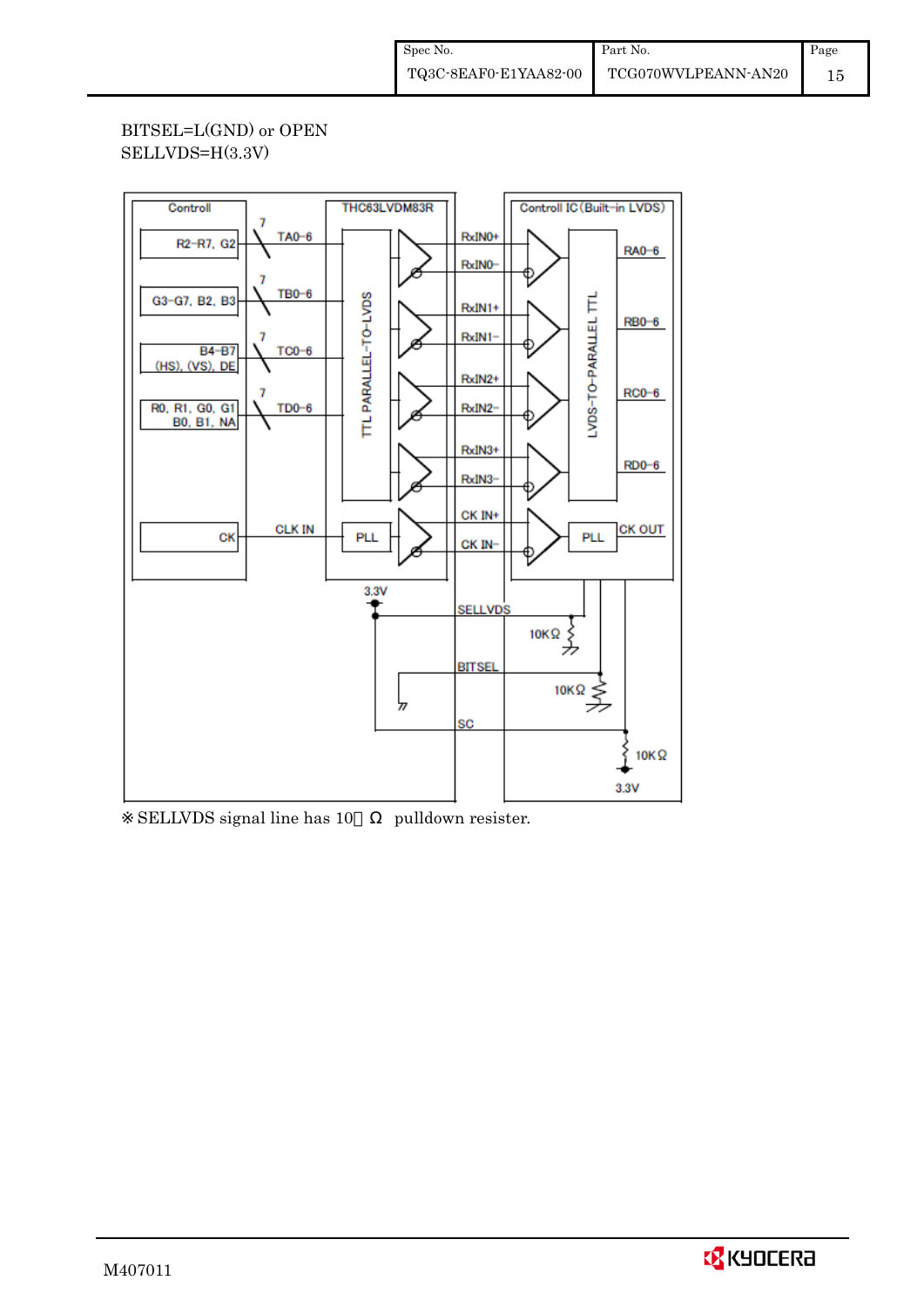BITSEL=L(GND) or OPEN
SELLVDS=H(3.3V)

Controll

R2-R7, G2

G3-G7, B2, B3

B4-B7 (HS), (VS), DE

R0, R1, G0, G1 B0, B1, NA

CK

7 TA0-6

7 TB0-6

7 TC0-6

7 TD0-6

CLK IN

THC63LVDM83R

TTL PARALLEL-TO-LVDS

PLL

RxIN0+ RxIN0-

RxIN1+ RxIN1-

RxIN2+ RxIN2-

RxIN3+ RxIN3-

CK IN+ CK IN-

Controll IC (Built-in LVDS)

LVDS-TO-PARALLEL TTL

RA0-6

RB0-6

RC0-6

RD0-6

PLL

CK OUT

3.3V

SELLVDS

10KΩ

BITSEL

10KΩ

SC

10KΩ

3.3V

※SELLVDS signal line has 10 Ω pulldown resister.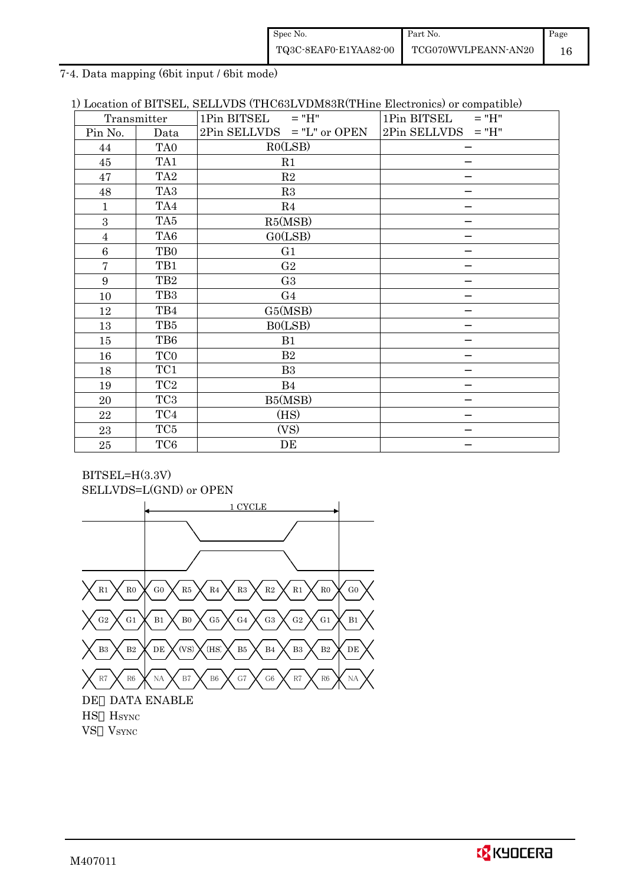7-4. Data mapping (6bit input / 6bit mode)

1) Location of BITSEL, SELLVDS (THC63LVDM83R(THine Electronics) or compatible)

| Transmitter | | 1Pin BITSEL = "H"<br>2Pin SELLVDS = "L" or OPEN | 1Pin BITSEL = "H"<br>2Pin SELLVDS = "H" |
|---|---|---|---|
| Pin No. | Data | | |
| 44 | TA0 | R0(LSB) | − |
| 45 | TA1 | R1 | − |
| 47 | TA2 | R2 | − |
| 48 | TA3 | R3 | − |
| 1 | TA4 | R4 | − |
| 3 | TA5 | R5(MSB) | − |
| 4 | TA6 | G0(LSB) | − |
| 6 | TB0 | G1 | − |
| 7 | TB1 | G2 | − |
| 9 | TB2 | G3 | − |
| 10 | TB3 | G4 | − |
| 12 | TB4 | G5(MSB) | − |
| 13 | TB5 | B0(LSB) | − |
| 15 | TB6 | B1 | − |
| 16 | TC0 | B2 | − |
| 18 | TC1 | B3 | − |
| 19 | TC2 | B4 | − |
| 20 | TC3 | B5(MSB) | − |
| 22 | TC4 | (HS) | − |
| 23 | TC5 | (VS) | − |
| 25 | TC6 | DE | − |

BITSEL=H(3.3V)
SELLVDS=L(GND) or OPEN

1 CYCLE

| | | | | | | | | | |
|---|---|---|---|---|---|---|---|---|---|
| R1 | R0 | G0 | R5 | R4 | R3 | R2 | R1 | R0 | G0 |
| G2 | G1 | B1 | B0 | G5 | G4 | G3 | G2 | G1 | B1 |
| B3 | B2 | DE | (VS) | (HS) | B5 | B4 | B3 | B2 | DE |
| R7 | R6 | NA | B7 | B6 | G7 | G6 | R7 | R6 | NA |

DE: DATA ENABLE
HS: $H_{SYNC}$
VS: $V_{SYNC}$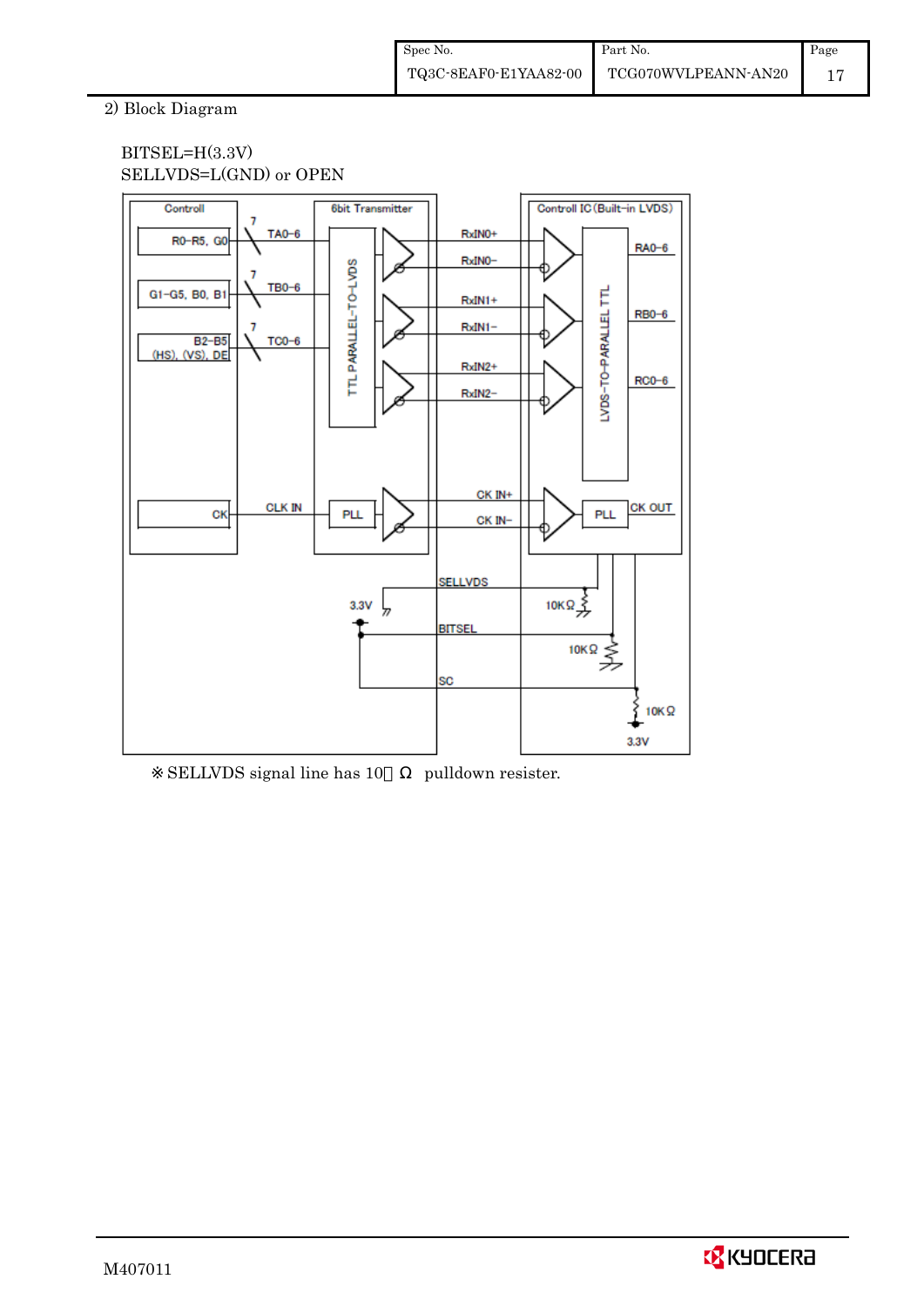2) Block Diagram

BITSEL=H(3.3V)
SELLVDS=L(GND) or OPEN

※ SELLVDS signal line has 10kΩ pulldown resister.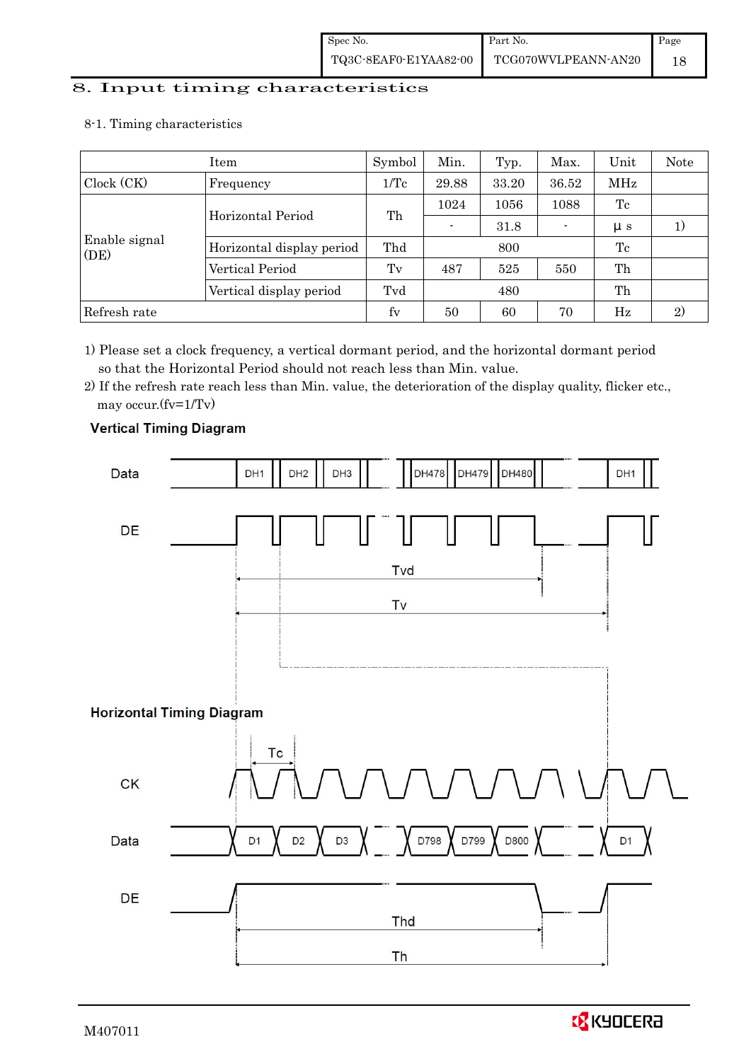# 8. Input timing characteristics

8-1. Timing characteristics

| Item | | Symbol | Min. | Typ. | Max. | Unit | Note |
|---|---|---|---|---|---|---|---|
| Clock (CK) | Frequency | 1/Tc | 29.88 | 33.20 | 36.52 | MHz | |
| Enable signal (DE) | Horizontal Period | Th | 1024 | 1056 | 1088 | Tc | |
| | | | - | 31.8 | - | μ s | 1) |
| | Horizontal display period | Thd | | 800 | | Tc | |
| | Vertical Period | Tv | 487 | 525 | 550 | Th | |
| | Vertical display period | Tvd | | 480 | | Th | |
| Refresh rate | | fv | 50 | 60 | 70 | Hz | 2) |

1) Please set a clock frequency, a vertical dormant period, and the horizontal dormant period so that the Horizontal Period should not reach less than Min. value.

2) If the refresh rate reach less than Min. value, the deterioration of the display quality, flicker etc., may occur.(fv=1/Tv)

**Vertical Timing Diagram**

Data: DH1, DH2, DH3, ..., DH478, DH479, DH480, ..., DH1

DE

Tvd

Tv

**Horizontal Timing Diagram**

Tc

CK

Data: D1, D2, D3, ..., D798, D799, D800, ..., D1

DE

Thd

Th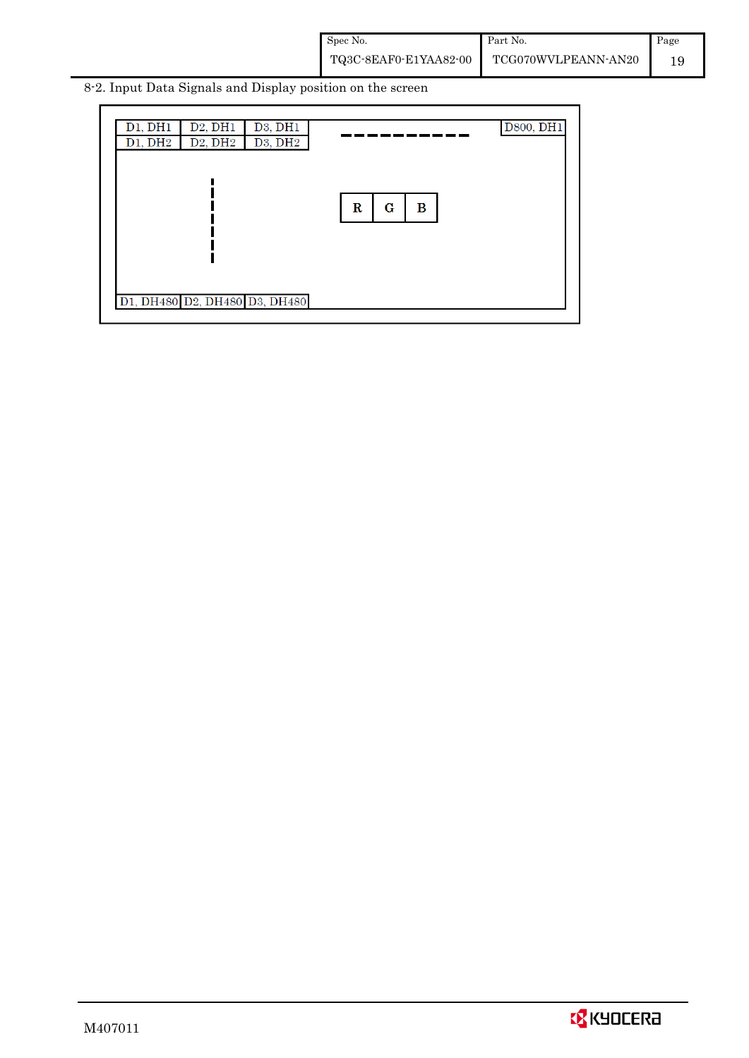## 8-2. Input Data Signals and Display position on the screen

| D1, DH1 | D2, DH1 | D3, DH1 | ---------- | D800, DH1 |
|---|---|---|---|---|
| D1, DH2 | D2, DH2 | D3, DH2 | | |
| ⋮ | | | R \| G \| B | |
| D1, DH480 | D2, DH480 | D3, DH480 | | |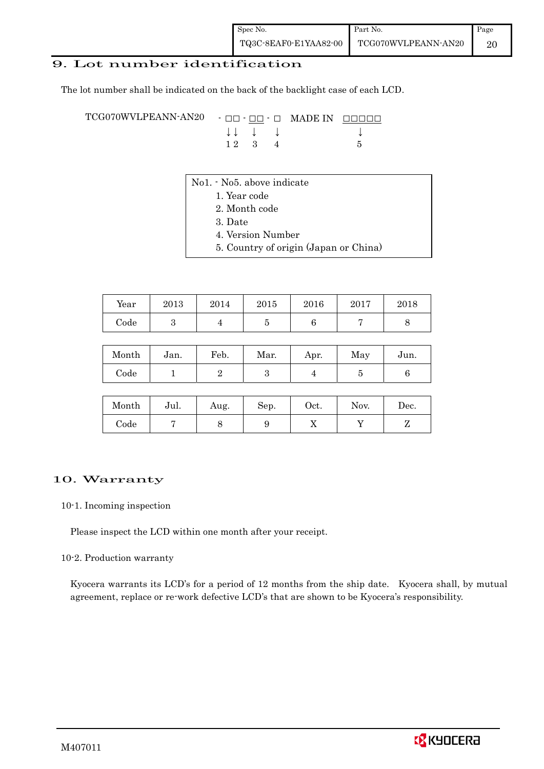# 9. Lot number identification

The lot number shall be indicated on the back of the backlight case of each LCD.

```
TCG070WVLPEANN-AN20   - □□ - □□ - □   MADE IN  □□□□□
                        ↓↓    ↓    ↓              ↓
                        1 2   3    4              5
```

No1. - No5. above indicate

1. Year code
2. Month code
3. Date
4. Version Number
5. Country of origin (Japan or China)

| Year | 2013 | 2014 | 2015 | 2016 | 2017 | 2018 |
|---|---|---|---|---|---|---|
| Code | 3 | 4 | 5 | 6 | 7 | 8 |

| Month | Jan. | Feb. | Mar. | Apr. | May | Jun. |
|---|---|---|---|---|---|---|
| Code | 1 | 2 | 3 | 4 | 5 | 6 |

| Month | Jul. | Aug. | Sep. | Oct. | Nov. | Dec. |
|---|---|---|---|---|---|---|
| Code | 7 | 8 | 9 | X | Y | Z |

# 10. Warranty

10-1. Incoming inspection

Please inspect the LCD within one month after your receipt.

10-2. Production warranty

Kyocera warrants its LCD's for a period of 12 months from the ship date. Kyocera shall, by mutual agreement, replace or re-work defective LCD's that are shown to be Kyocera's responsibility.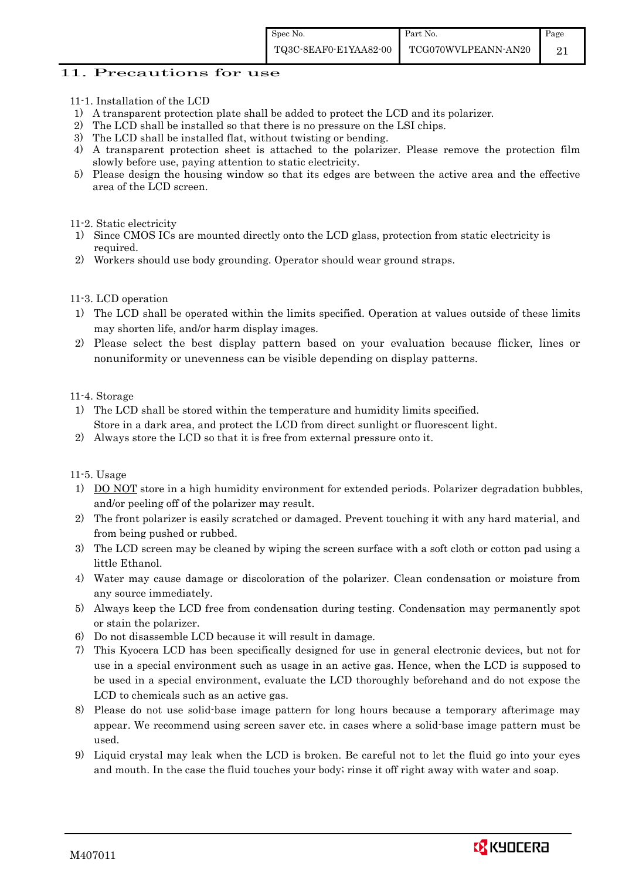## 11. Precautions for use

11-1. Installation of the LCD

1) A transparent protection plate shall be added to protect the LCD and its polarizer.
2) The LCD shall be installed so that there is no pressure on the LSI chips.
3) The LCD shall be installed flat, without twisting or bending.
4) A transparent protection sheet is attached to the polarizer. Please remove the protection film slowly before use, paying attention to static electricity.
5) Please design the housing window so that its edges are between the active area and the effective area of the LCD screen.

11-2. Static electricity

1) Since CMOS ICs are mounted directly onto the LCD glass, protection from static electricity is required.
2) Workers should use body grounding. Operator should wear ground straps.

11-3. LCD operation

1) The LCD shall be operated within the limits specified. Operation at values outside of these limits may shorten life, and/or harm display images.
2) Please select the best display pattern based on your evaluation because flicker, lines or nonuniformity or unevenness can be visible depending on display patterns.

11-4. Storage

1) The LCD shall be stored within the temperature and humidity limits specified.
   Store in a dark area, and protect the LCD from direct sunlight or fluorescent light.
2) Always store the LCD so that it is free from external pressure onto it.

11-5. Usage

1) <u>DO NOT</u> store in a high humidity environment for extended periods. Polarizer degradation bubbles, and/or peeling off of the polarizer may result.
2) The front polarizer is easily scratched or damaged. Prevent touching it with any hard material, and from being pushed or rubbed.
3) The LCD screen may be cleaned by wiping the screen surface with a soft cloth or cotton pad using a little Ethanol.
4) Water may cause damage or discoloration of the polarizer. Clean condensation or moisture from any source immediately.
5) Always keep the LCD free from condensation during testing. Condensation may permanently spot or stain the polarizer.
6) Do not disassemble LCD because it will result in damage.
7) This Kyocera LCD has been specifically designed for use in general electronic devices, but not for use in a special environment such as usage in an active gas. Hence, when the LCD is supposed to be used in a special environment, evaluate the LCD thoroughly beforehand and do not expose the LCD to chemicals such as an active gas.
8) Please do not use solid-base image pattern for long hours because a temporary afterimage may appear. We recommend using screen saver etc. in cases where a solid-base image pattern must be used.
9) Liquid crystal may leak when the LCD is broken. Be careful not to let the fluid go into your eyes and mouth. In the case the fluid touches your body; rinse it off right away with water and soap.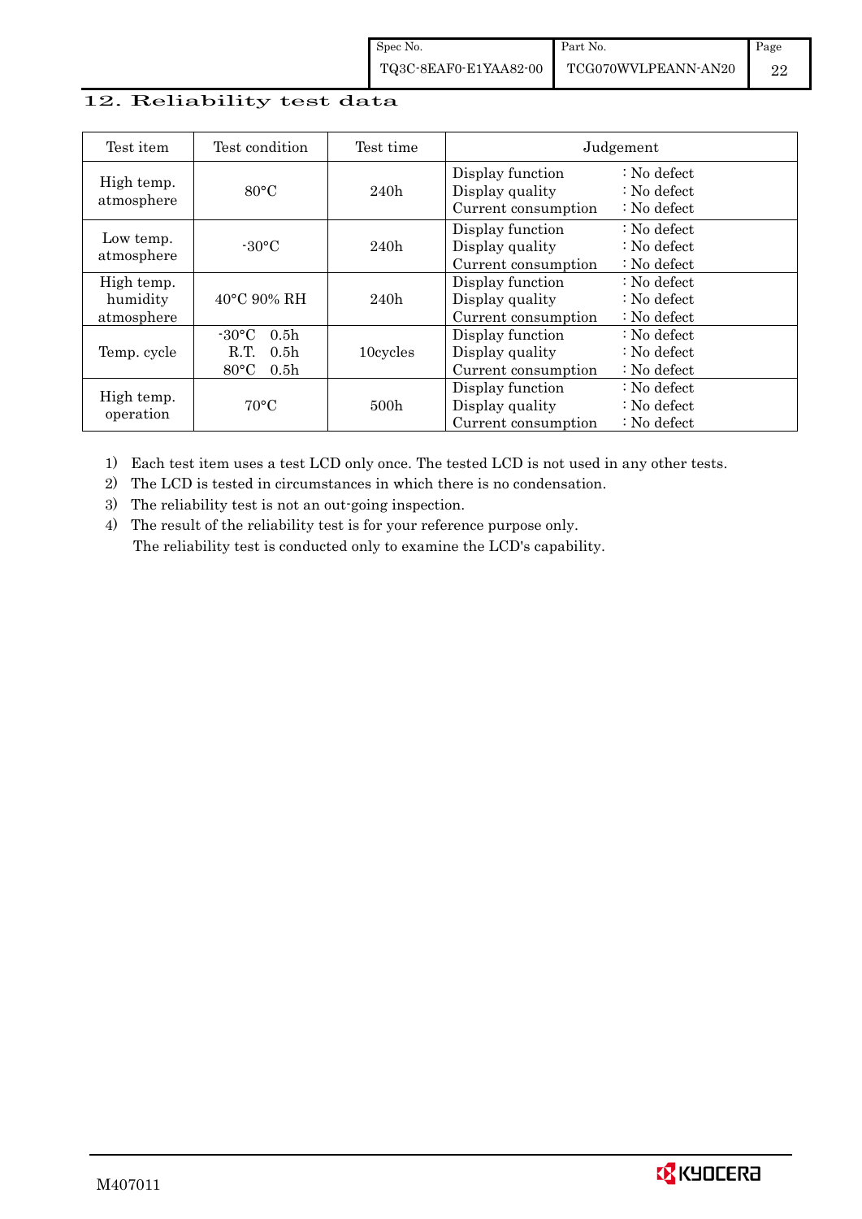## 12. Reliability test data

| Test item | Test condition | Test time | Judgement |
|---|---|---|---|
| High temp. atmosphere | 80°C | 240h | Display function : No defect<br>Display quality : No defect<br>Current consumption : No defect |
| Low temp. atmosphere | -30°C | 240h | Display function : No defect<br>Display quality : No defect<br>Current consumption : No defect |
| High temp. humidity atmosphere | 40°C 90% RH | 240h | Display function : No defect<br>Display quality : No defect<br>Current consumption : No defect |
| Temp. cycle | -30°C 0.5h<br>R.T. 0.5h<br>80°C 0.5h | 10cycles | Display function : No defect<br>Display quality : No defect<br>Current consumption : No defect |
| High temp. operation | 70°C | 500h | Display function : No defect<br>Display quality : No defect<br>Current consumption : No defect |

1) Each test item uses a test LCD only once. The tested LCD is not used in any other tests.
2) The LCD is tested in circumstances in which there is no condensation.
3) The reliability test is not an out-going inspection.
4) The result of the reliability test is for your reference purpose only.
   The reliability test is conducted only to examine the LCD's capability.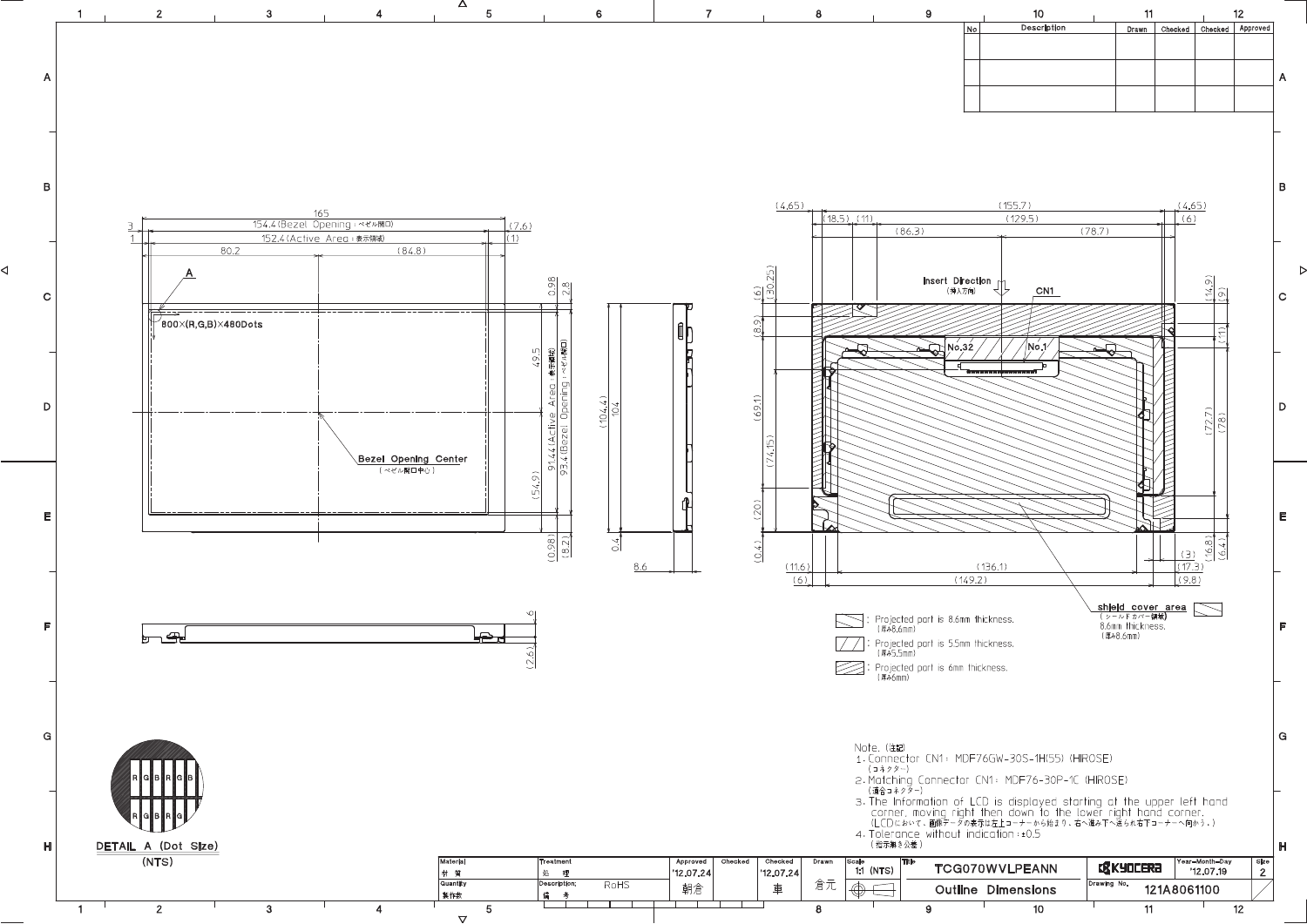| No | Description | Drawn | Checked | Checked | Approved |
|---|---|---|---|---|---|
| | | | | | |
| | | | | | |

165

154.4 (Bezel Opening : ベゼル開口)

152.4 (Active Area : 表示領域)

80.2 (84.8)

A

800×(R,G,B)×480Dots

Bezel Opening Center (ベゼル開口中心)

49.5

91.44 (Active Area : 表示領域)

93.4 (Bezel Opening : ベゼル開口)

(104.4) 104

8.6

Insert Direction (挿入方向)

CN1

No.32 No.1

: Projected part is 8.6mm thickness. (厚み8.6mm)

: Projected part is 5.5mm thickness. (厚み5.5mm)

: Projected part is 6mm thickness. (厚み6mm)

shield cover area (シールドカバー領域) 8.6mm thickness. (厚み8.6mm)

DETAIL A (Dot Size) (NTS)

Note. (注記)

1. Connector CN1: MDF76GW-30S-1H(55) (HIROSE) (コネクター)
2. Matching Connector CN1: MDF76-30P-1C (HIROSE) (適合コネクター)
3. The Information of LCD is displayed starting at the upper left hand corner, moving right then down to the lower right hand corner. (LCDにおいて、画像データの表示は左上コーナーから始まり、右へ進み下へ送られ右下コーナーへ向かう。)
4. Tolerance without indication : ±0.5 (指示無き公差)

| Material 材質 | Treatment 処理 | Approved '12.07.24 朝倉 | Checked | Checked '12.07.24 車 | Drawn 倉元 | Scale 1:1 (NTS) | Title TCG070WVLPEANN | KYOCERA | Year-Month-Day '12.07.19 | Size 2 |
|---|---|---|---|---|---|---|---|---|---|---|
| Quantity 製作数 | Description; 備考 RoHS | | | | | | Outline Dimensions | Drawing No. 121A8061100 | | |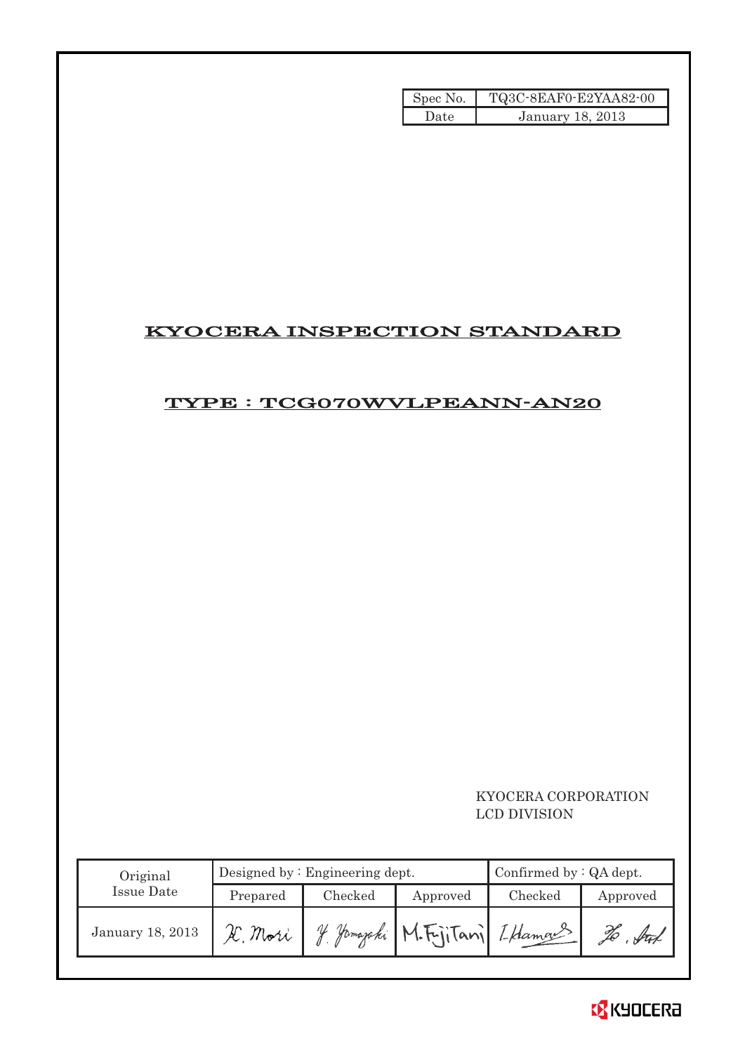| Spec No. | TQ3C-8EAF0-E2YAA82-00 |
| --- | --- |
| Date | January 18, 2013 |

# KYOCERA INSPECTION STANDARD

## TYPE : TCG070WVLPEANN-AN20

KYOCERA CORPORATION
LCD DIVISION

| Original Issue Date | Designed by : Engineering dept. | | | Confirmed by : QA dept. | |
| --- | --- | --- | --- | --- | --- |
| | Prepared | Checked | Approved | Checked | Approved |
| January 18, 2013 | K. Mori | Y. Yamazaki | M. Fujitani | I. Hamano | H. Sato |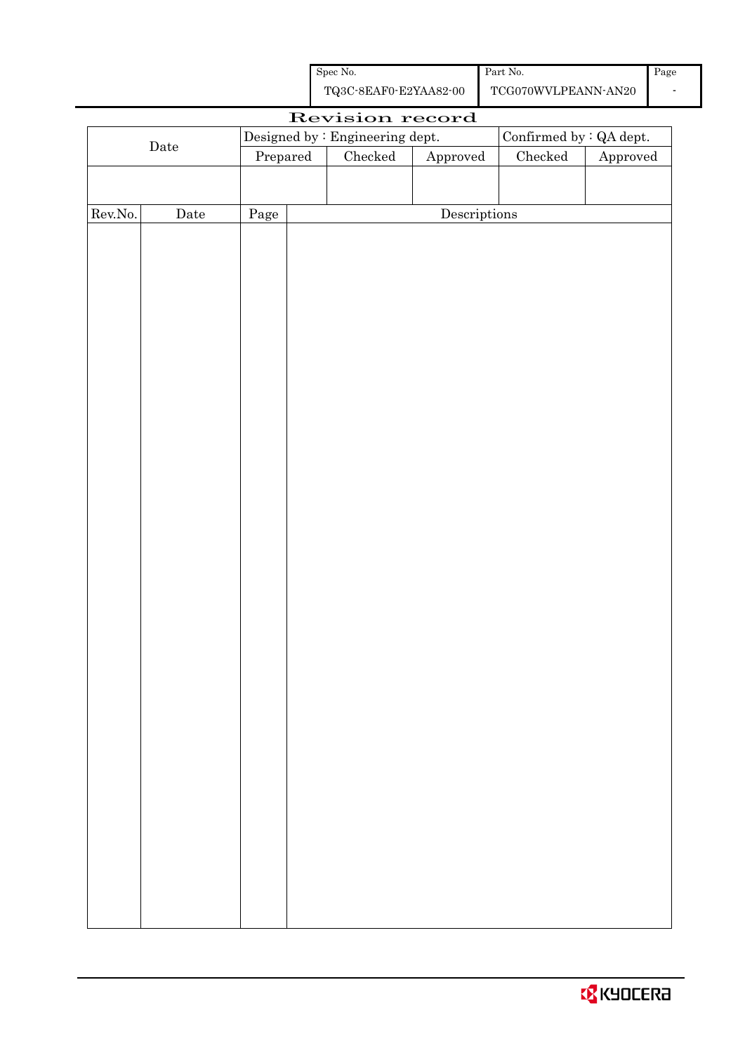| Spec No. | Part No. | Page |
| --- | --- | --- |
| TQ3C-8EAF0-E2YAA82-00 | TCG070WVLPEANN-AN20 | - |

# Revision record

| Date | Designed by : Engineering dept. | | | Confirmed by : QA dept. | |
| --- | --- | --- | --- | --- | --- |
| | Prepared | Checked | Approved | Checked | Approved |
| | | | | | |

| Rev.No. | Date | Page | Descriptions |
| --- | --- | --- | --- |
| | | | |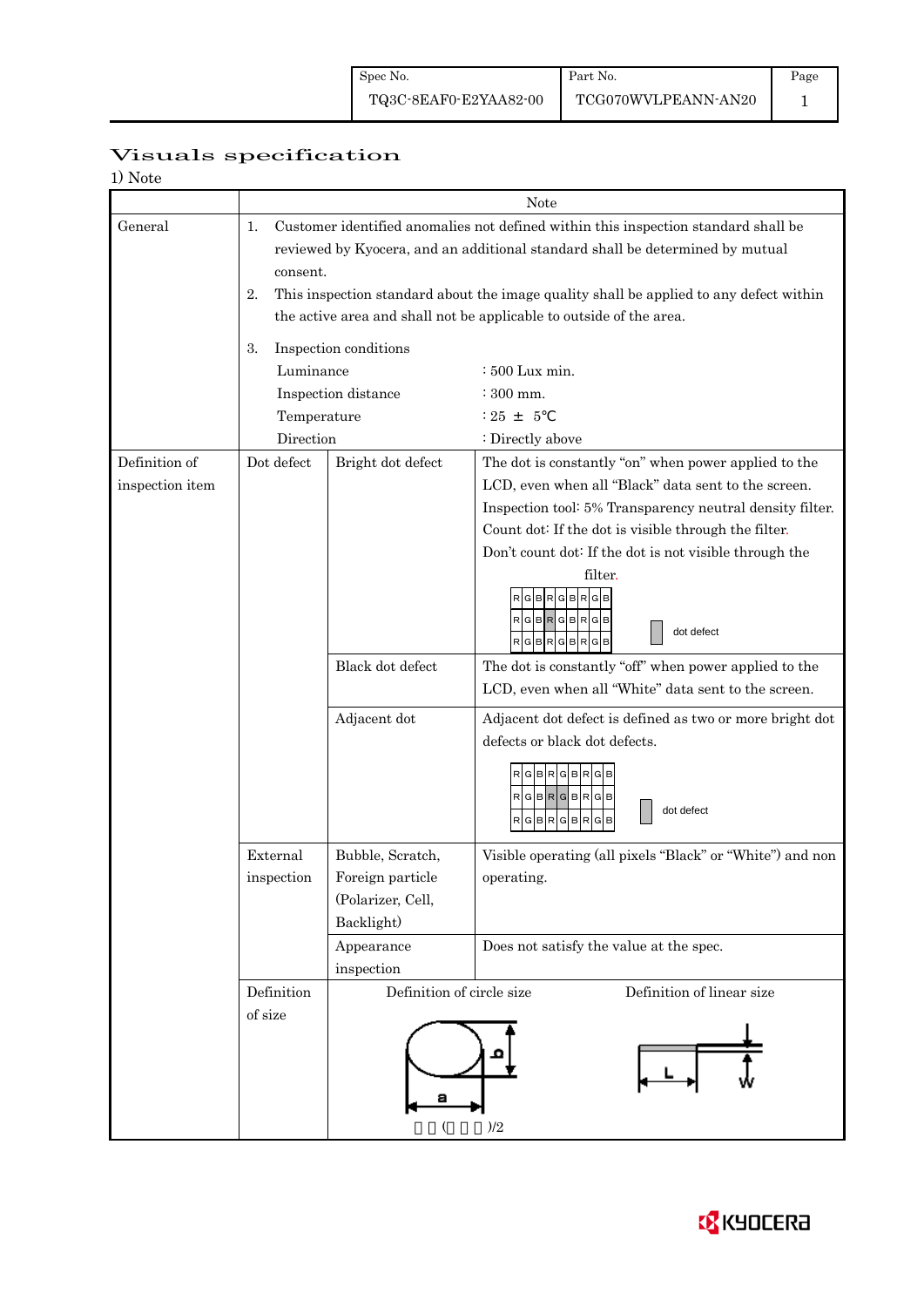# Visuals specification

1) Note

| | | | Note |
|---|---|---|---|
| General | 1. Customer identified anomalies not defined within this inspection standard shall be reviewed by Kyocera, and an additional standard shall be determined by mutual consent.<br>2. This inspection standard about the image quality shall be applied to any defect within the active area and shall not be applicable to outside of the area.<br>3. Inspection conditions<br>Luminance : 500 Lux min.<br>Inspection distance : 300 mm.<br>Temperature : 25 ± 5℃<br>Direction : Directly above | | |
| Definition of inspection item | Dot defect | Bright dot defect | The dot is constantly "on" when power applied to the LCD, even when all "Black" data sent to the screen.<br>Inspection tool: 5% Transparency neutral density filter.<br>Count dot: If the dot is visible through the filter.<br>Don't count dot: If the dot is not visible through the filter.<br>RGBRGBRGB / RGBRGBRGB / RGBRGBRGB — dot defect |
| | | Black dot defect | The dot is constantly "off" when power applied to the LCD, even when all "White" data sent to the screen. |
| | | Adjacent dot | Adjacent dot defect is defined as two or more bright dot defects or black dot defects.<br>RGBRGBRGB / RGBRGBRGB / RGBRGBRGB — dot defect |
| | External inspection | Bubble, Scratch, Foreign particle (Polarizer, Cell, Backlight) | Visible operating (all pixels "Black" or "White") and non operating. |
| | | Appearance inspection | Does not satisfy the value at the spec. |
| | Definition of size | Definition of circle size<br>a, b<br>(a + b)/2 | Definition of linear size<br>L, W |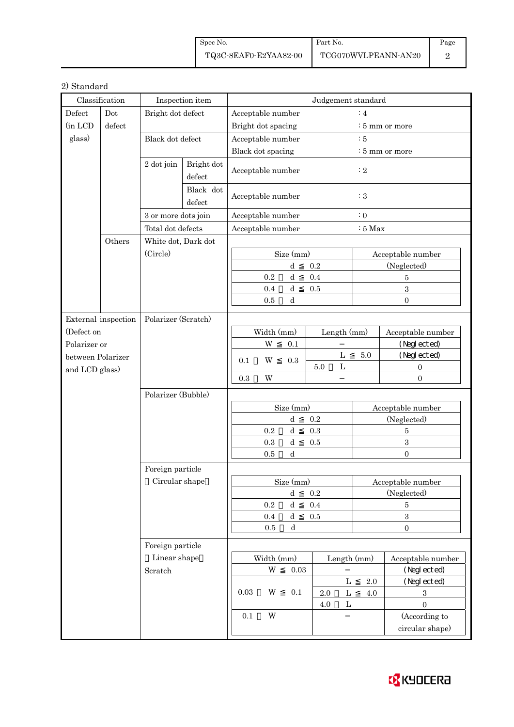2) Standard

| Classification | | Inspection item | | Judgement standard |
|---|---|---|---|---|
| Defect (in LCD glass) | Dot defect | Bright dot defect | | Acceptable number : 4<br>Bright dot spacing : 5 mm or more |
| | | Black dot defect | | Acceptable number : 5<br>Black dot spacing : 5 mm or more |
| | | 2 dot join | Bright dot defect | Acceptable number : 2 |
| | | | Black dot defect | Acceptable number : 3 |
| | | 3 or more dots join | | Acceptable number : 0 |
| | | Total dot defects | | Acceptable number : 5 Max |
| | Others | White dot, Dark dot (Circle) | | See table below |
| External inspection (Defect on Polarizer or between Polarizer and LCD glass) | | Polarizer (Scratch) | | See table below |
| | | Polarizer (Bubble) | | See table below |
| | | Foreign particle (Circular shape) | | See table below |
| | | Foreign particle (Linear shape) Scratch | | See table below |

White dot, Dark dot (Circle)

| Size (mm) | Acceptable number |
|---|---|
| d ≦ 0.2 | (Neglected) |
| 0.2 ＜ d ≦ 0.4 | 5 |
| 0.4 ＜ d ≦ 0.5 | 3 |
| 0.5 ＜ d | 0 |

Polarizer (Scratch)

| Width (mm) | Length (mm) | Acceptable number |
|---|---|---|
| W ≦ 0.1 | – | (Neglected) |
| 0.1 ＜ W ≦ 0.3 | L ≦ 5.0 | (Neglected) |
| | 5.0 ＜ L | 0 |
| 0.3 ＜ W | – | 0 |

Polarizer (Bubble)

| Size (mm) | Acceptable number |
|---|---|
| d ≦ 0.2 | (Neglected) |
| 0.2 ＜ d ≦ 0.3 | 5 |
| 0.3 ＜ d ≦ 0.5 | 3 |
| 0.5 ＜ d | 0 |

Foreign particle (Circular shape)

| Size (mm) | Acceptable number |
|---|---|
| d ≦ 0.2 | (Neglected) |
| 0.2 ＜ d ≦ 0.4 | 5 |
| 0.4 ＜ d ≦ 0.5 | 3 |
| 0.5 ＜ d | 0 |

Foreign particle (Linear shape) Scratch

| Width (mm) | Length (mm) | Acceptable number |
|---|---|---|
| W ≦ 0.03 | – | (Neglected) |
| 0.03 ＜ W ≦ 0.1 | L ≦ 2.0 | (Neglected) |
| | 2.0 ＜ L ≦ 4.0 | 3 |
| | 4.0 ＜ L | 0 |
| 0.1 ＜ W | – | (According to circular shape) |